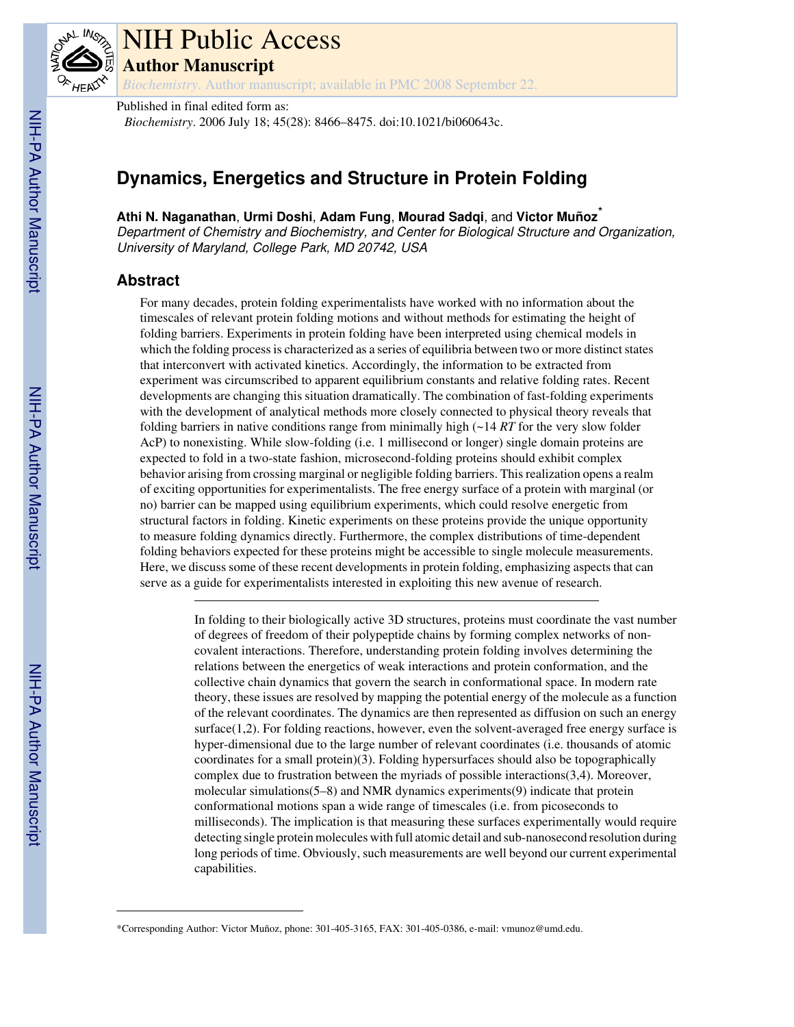# NIH Public Access

## Author Manuscript

*Biochemistry*. Author manuscript; available in PMC 2008 September 22.

Published in final edited form as:

*Biochemistry*. 2006 July 18; 45(28): 8466–8475. doi:10.1021/bi060643c.

# Dynamics, Energetics and Structure in Protein Folding

**Athi N. Naganathan**, **Urmi Doshi**, **Adam Fung**, **Mourad Sadqi**, and **Victor Muñoz**[*]

*Department of Chemistry and Biochemistry, and Center for Biological Structure and Organization, University of Maryland, College Park, MD 20742, USA*

## Abstract

For many decades, protein folding experimentalists have worked with no information about the timescales of relevant protein folding motions and without methods for estimating the height of folding barriers. Experiments in protein folding have been interpreted using chemical models in which the folding process is characterized as a series of equilibria between two or more distinct states that interconvert with activated kinetics. Accordingly, the information to be extracted from experiment was circumscribed to apparent equilibrium constants and relative folding rates. Recent developments are changing this situation dramatically. The combination of fast-folding experiments with the development of analytical methods more closely connected to physical theory reveals that folding barriers in native conditions range from minimally high (~14 *RT* for the very slow folder AcP) to nonexisting. While slow-folding (i.e. 1 millisecond or longer) single domain proteins are expected to fold in a two-state fashion, microsecond-folding proteins should exhibit complex behavior arising from crossing marginal or negligible folding barriers. This realization opens a realm of exciting opportunities for experimentalists. The free energy surface of a protein with marginal (or no) barrier can be mapped using equilibrium experiments, which could resolve energetic from structural factors in folding. Kinetic experiments on these proteins provide the unique opportunity to measure folding dynamics directly. Furthermore, the complex distributions of time-dependent folding behaviors expected for these proteins might be accessible to single molecule measurements. Here, we discuss some of these recent developments in protein folding, emphasizing aspects that can serve as a guide for experimentalists interested in exploiting this new avenue of research.

---

In folding to their biologically active 3D structures, proteins must coordinate the vast number of degrees of freedom of their polypeptide chains by forming complex networks of non-covalent interactions. Therefore, understanding protein folding involves determining the relations between the energetics of weak interactions and protein conformation, and the collective chain dynamics that govern the search in conformational space. In modern rate theory, these issues are resolved by mapping the potential energy of the molecule as a function of the relevant coordinates. The dynamics are then represented as diffusion on such an energy surface(1,2). For folding reactions, however, even the solvent-averaged free energy surface is hyper-dimensional due to the large number of relevant coordinates (i.e. thousands of atomic coordinates for a small protein)(3). Folding hypersurfaces should also be topographically complex due to frustration between the myriads of possible interactions(3,4). Moreover, molecular simulations(5–8) and NMR dynamics experiments(9) indicate that protein conformational motions span a wide range of timescales (i.e. from picoseconds to milliseconds). The implication is that measuring these surfaces experimentally would require detecting single protein molecules with full atomic detail and sub-nanosecond resolution during long periods of time. Obviously, such measurements are well beyond our current experimental capabilities.

---

*Corresponding Author: Victor Muñoz, phone: 301-405-3165, FAX: 301-405-0386, e-mail: vmunoz@umd.edu.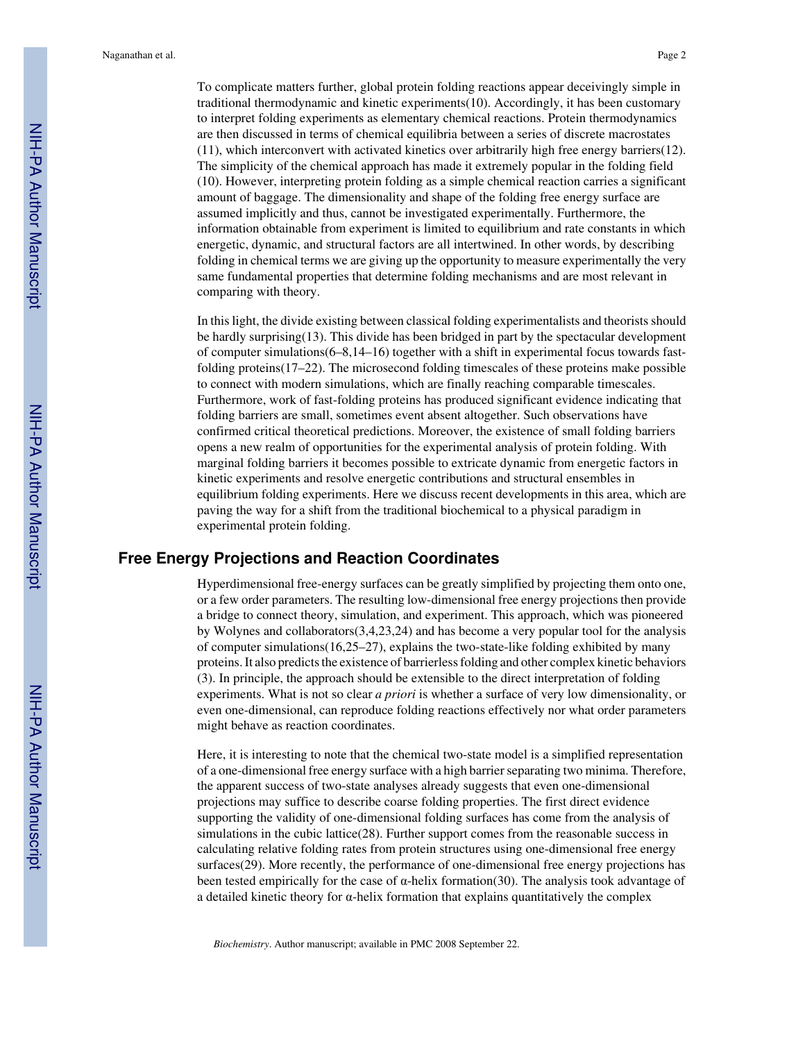To complicate matters further, global protein folding reactions appear deceivingly simple in traditional thermodynamic and kinetic experiments(10). Accordingly, it has been customary to interpret folding experiments as elementary chemical reactions. Protein thermodynamics are then discussed in terms of chemical equilibria between a series of discrete macrostates (11), which interconvert with activated kinetics over arbitrarily high free energy barriers(12). The simplicity of the chemical approach has made it extremely popular in the folding field (10). However, interpreting protein folding as a simple chemical reaction carries a significant amount of baggage. The dimensionality and shape of the folding free energy surface are assumed implicitly and thus, cannot be investigated experimentally. Furthermore, the information obtainable from experiment is limited to equilibrium and rate constants in which energetic, dynamic, and structural factors are all intertwined. In other words, by describing folding in chemical terms we are giving up the opportunity to measure experimentally the very same fundamental properties that determine folding mechanisms and are most relevant in comparing with theory.

In this light, the divide existing between classical folding experimentalists and theorists should be hardly surprising(13). This divide has been bridged in part by the spectacular development of computer simulations(6–8,14–16) together with a shift in experimental focus towards fast-folding proteins(17–22). The microsecond folding timescales of these proteins make possible to connect with modern simulations, which are finally reaching comparable timescales. Furthermore, work of fast-folding proteins has produced significant evidence indicating that folding barriers are small, sometimes event absent altogether. Such observations have confirmed critical theoretical predictions. Moreover, the existence of small folding barriers opens a new realm of opportunities for the experimental analysis of protein folding. With marginal folding barriers it becomes possible to extricate dynamic from energetic factors in kinetic experiments and resolve energetic contributions and structural ensembles in equilibrium folding experiments. Here we discuss recent developments in this area, which are paving the way for a shift from the traditional biochemical to a physical paradigm in experimental protein folding.

## Free Energy Projections and Reaction Coordinates

Hyperdimensional free-energy surfaces can be greatly simplified by projecting them onto one, or a few order parameters. The resulting low-dimensional free energy projections then provide a bridge to connect theory, simulation, and experiment. This approach, which was pioneered by Wolynes and collaborators(3,4,23,24) and has become a very popular tool for the analysis of computer simulations(16,25–27), explains the two-state-like folding exhibited by many proteins. It also predicts the existence of barrierless folding and other complex kinetic behaviors (3). In principle, the approach should be extensible to the direct interpretation of folding experiments. What is not so clear *a priori* is whether a surface of very low dimensionality, or even one-dimensional, can reproduce folding reactions effectively nor what order parameters might behave as reaction coordinates.

Here, it is interesting to note that the chemical two-state model is a simplified representation of a one-dimensional free energy surface with a high barrier separating two minima. Therefore, the apparent success of two-state analyses already suggests that even one-dimensional projections may suffice to describe coarse folding properties. The first direct evidence supporting the validity of one-dimensional folding surfaces has come from the analysis of simulations in the cubic lattice(28). Further support comes from the reasonable success in calculating relative folding rates from protein structures using one-dimensional free energy surfaces(29). More recently, the performance of one-dimensional free energy projections has been tested empirically for the case of α-helix formation(30). The analysis took advantage of a detailed kinetic theory for α-helix formation that explains quantitatively the complex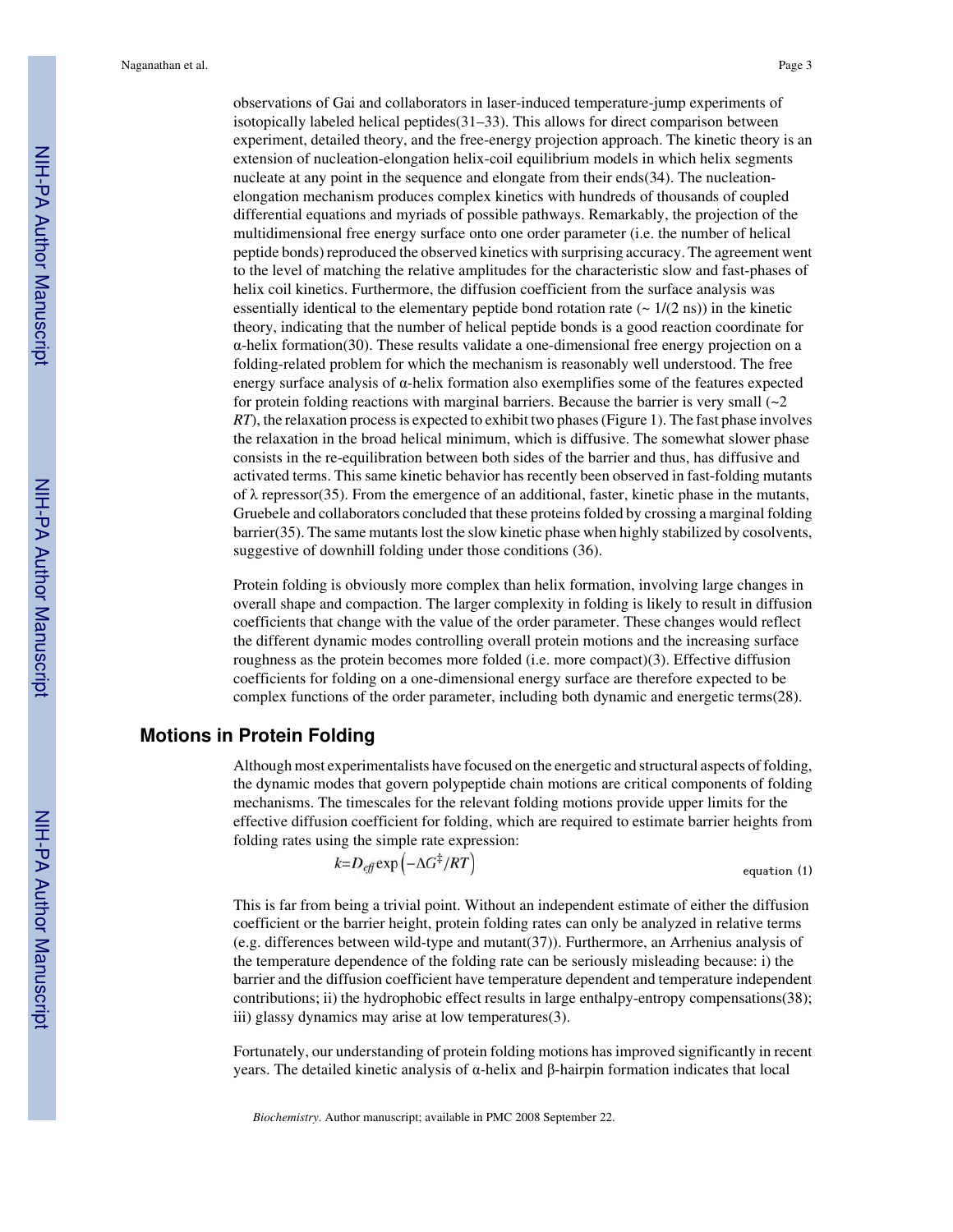observations of Gai and collaborators in laser-induced temperature-jump experiments of isotopically labeled helical peptides(31–33). This allows for direct comparison between experiment, detailed theory, and the free-energy projection approach. The kinetic theory is an extension of nucleation-elongation helix-coil equilibrium models in which helix segments nucleate at any point in the sequence and elongate from their ends(34). The nucleation-elongation mechanism produces complex kinetics with hundreds of thousands of coupled differential equations and myriads of possible pathways. Remarkably, the projection of the multidimensional free energy surface onto one order parameter (i.e. the number of helical peptide bonds) reproduced the observed kinetics with surprising accuracy. The agreement went to the level of matching the relative amplitudes for the characteristic slow and fast-phases of helix coil kinetics. Furthermore, the diffusion coefficient from the surface analysis was essentially identical to the elementary peptide bond rotation rate (~ 1/(2 ns)) in the kinetic theory, indicating that the number of helical peptide bonds is a good reaction coordinate for α-helix formation(30). These results validate a one-dimensional free energy projection on a folding-related problem for which the mechanism is reasonably well understood. The free energy surface analysis of α-helix formation also exemplifies some of the features expected for protein folding reactions with marginal barriers. Because the barrier is very small (~2 *RT*), the relaxation process is expected to exhibit two phases (Figure 1). The fast phase involves the relaxation in the broad helical minimum, which is diffusive. The somewhat slower phase consists in the re-equilibration between both sides of the barrier and thus, has diffusive and activated terms. This same kinetic behavior has recently been observed in fast-folding mutants of λ repressor(35). From the emergence of an additional, faster, kinetic phase in the mutants, Gruebele and collaborators concluded that these proteins folded by crossing a marginal folding barrier(35). The same mutants lost the slow kinetic phase when highly stabilized by cosolvents, suggestive of downhill folding under those conditions (36).

Protein folding is obviously more complex than helix formation, involving large changes in overall shape and compaction. The larger complexity in folding is likely to result in diffusion coefficients that change with the value of the order parameter. These changes would reflect the different dynamic modes controlling overall protein motions and the increasing surface roughness as the protein becomes more folded (i.e. more compact)(3). Effective diffusion coefficients for folding on a one-dimensional energy surface are therefore expected to be complex functions of the order parameter, including both dynamic and energetic terms(28).

## Motions in Protein Folding

Although most experimentalists have focused on the energetic and structural aspects of folding, the dynamic modes that govern polypeptide chain motions are critical components of folding mechanisms. The timescales for the relevant folding motions provide upper limits for the effective diffusion coefficient for folding, which are required to estimate barrier heights from folding rates using the simple rate expression:

$$k = D_{eff} \exp\left(-\Delta G^{\ddagger}/RT\right) \quad \text{equation (1)}$$

This is far from being a trivial point. Without an independent estimate of either the diffusion coefficient or the barrier height, protein folding rates can only be analyzed in relative terms (e.g. differences between wild-type and mutant(37)). Furthermore, an Arrhenius analysis of the temperature dependence of the folding rate can be seriously misleading because: i) the barrier and the diffusion coefficient have temperature dependent and temperature independent contributions; ii) the hydrophobic effect results in large enthalpy-entropy compensations(38); iii) glassy dynamics may arise at low temperatures(3).

Fortunately, our understanding of protein folding motions has improved significantly in recent years. The detailed kinetic analysis of α-helix and β-hairpin formation indicates that local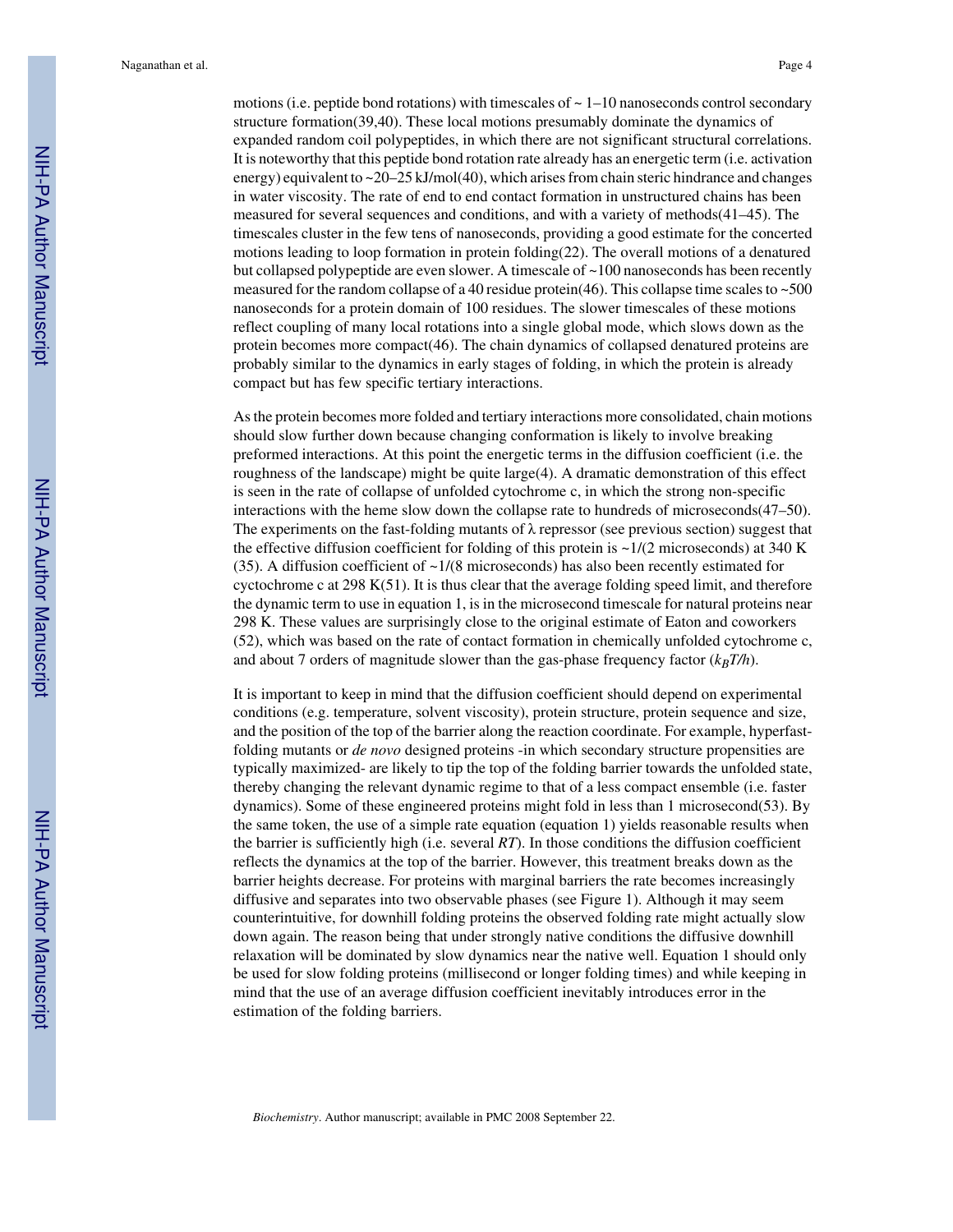motions (i.e. peptide bond rotations) with timescales of ~ 1–10 nanoseconds control secondary structure formation(39,40). These local motions presumably dominate the dynamics of expanded random coil polypeptides, in which there are not significant structural correlations. It is noteworthy that this peptide bond rotation rate already has an energetic term (i.e. activation energy) equivalent to ~20–25 kJ/mol(40), which arises from chain steric hindrance and changes in water viscosity. The rate of end to end contact formation in unstructured chains has been measured for several sequences and conditions, and with a variety of methods(41–45). The timescales cluster in the few tens of nanoseconds, providing a good estimate for the concerted motions leading to loop formation in protein folding(22). The overall motions of a denatured but collapsed polypeptide are even slower. A timescale of ~100 nanoseconds has been recently measured for the random collapse of a 40 residue protein(46). This collapse time scales to ~500 nanoseconds for a protein domain of 100 residues. The slower timescales of these motions reflect coupling of many local rotations into a single global mode, which slows down as the protein becomes more compact(46). The chain dynamics of collapsed denatured proteins are probably similar to the dynamics in early stages of folding, in which the protein is already compact but has few specific tertiary interactions.

As the protein becomes more folded and tertiary interactions more consolidated, chain motions should slow further down because changing conformation is likely to involve breaking preformed interactions. At this point the energetic terms in the diffusion coefficient (i.e. the roughness of the landscape) might be quite large(4). A dramatic demonstration of this effect is seen in the rate of collapse of unfolded cytochrome c, in which the strong non-specific interactions with the heme slow down the collapse rate to hundreds of microseconds(47–50). The experiments on the fast-folding mutants of λ repressor (see previous section) suggest that the effective diffusion coefficient for folding of this protein is ~1/(2 microseconds) at 340 K (35). A diffusion coefficient of ~1/(8 microseconds) has also been recently estimated for cyctochrome c at 298 K(51). It is thus clear that the average folding speed limit, and therefore the dynamic term to use in equation 1, is in the microsecond timescale for natural proteins near 298 K. These values are surprisingly close to the original estimate of Eaton and coworkers (52), which was based on the rate of contact formation in chemically unfolded cytochrome c, and about 7 orders of magnitude slower than the gas-phase frequency factor ($k_BT/h$).

It is important to keep in mind that the diffusion coefficient should depend on experimental conditions (e.g. temperature, solvent viscosity), protein structure, protein sequence and size, and the position of the top of the barrier along the reaction coordinate. For example, hyperfast-folding mutants or *de novo* designed proteins -in which secondary structure propensities are typically maximized- are likely to tip the top of the folding barrier towards the unfolded state, thereby changing the relevant dynamic regime to that of a less compact ensemble (i.e. faster dynamics). Some of these engineered proteins might fold in less than 1 microsecond(53). By the same token, the use of a simple rate equation (equation 1) yields reasonable results when the barrier is sufficiently high (i.e. several *RT*). In those conditions the diffusion coefficient reflects the dynamics at the top of the barrier. However, this treatment breaks down as the barrier heights decrease. For proteins with marginal barriers the rate becomes increasingly diffusive and separates into two observable phases (see Figure 1). Although it may seem counterintuitive, for downhill folding proteins the observed folding rate might actually slow down again. The reason being that under strongly native conditions the diffusive downhill relaxation will be dominated by slow dynamics near the native well. Equation 1 should only be used for slow folding proteins (millisecond or longer folding times) and while keeping in mind that the use of an average diffusion coefficient inevitably introduces error in the estimation of the folding barriers.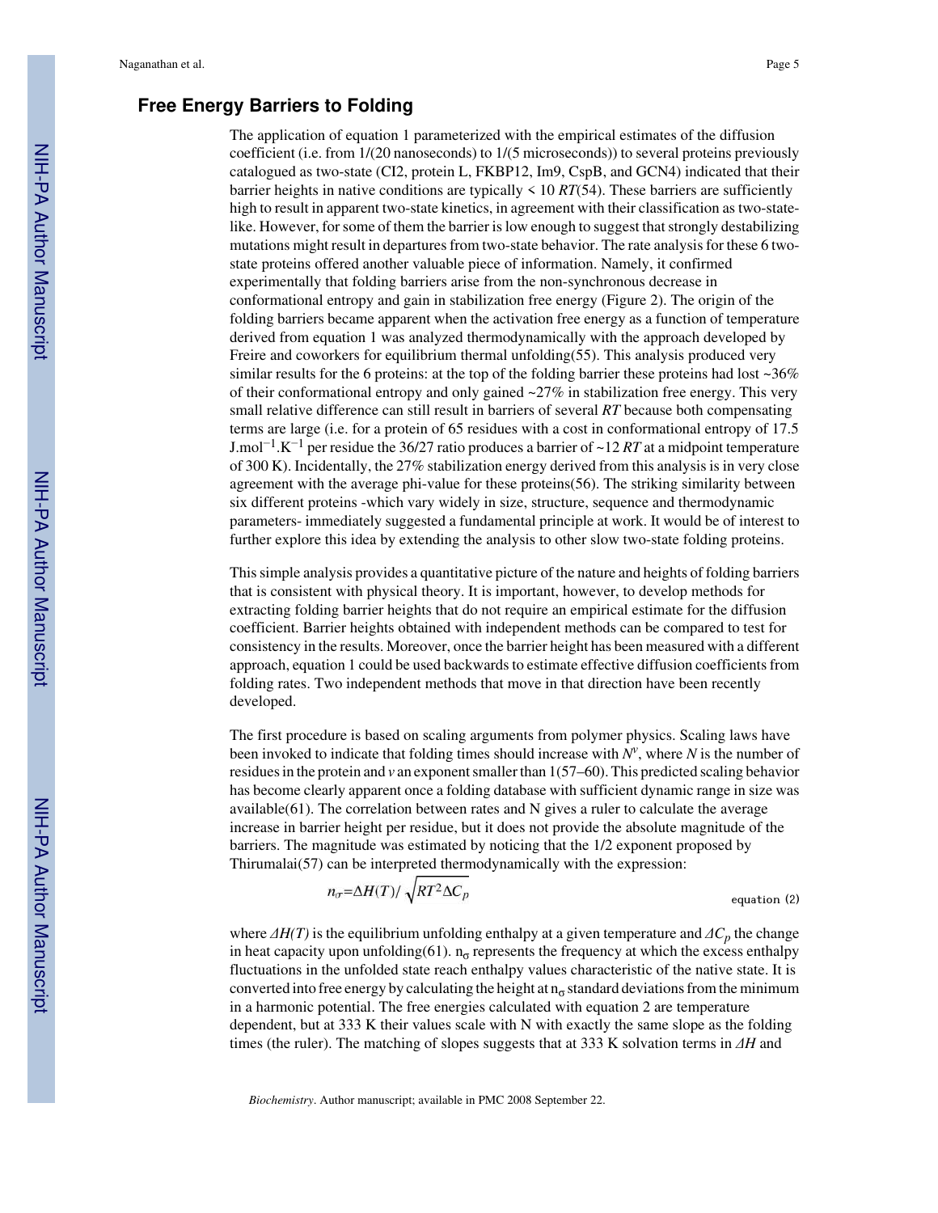## Free Energy Barriers to Folding

The application of equation 1 parameterized with the empirical estimates of the diffusion coefficient (i.e. from 1/(20 nanoseconds) to 1/(5 microseconds)) to several proteins previously catalogued as two-state (CI2, protein L, FKBP12, Im9, CspB, and GCN4) indicated that their barrier heights in native conditions are typically < 10 *RT*(54). These barriers are sufficiently high to result in apparent two-state kinetics, in agreement with their classification as two-state-like. However, for some of them the barrier is low enough to suggest that strongly destabilizing mutations might result in departures from two-state behavior. The rate analysis for these 6 two-state proteins offered another valuable piece of information. Namely, it confirmed experimentally that folding barriers arise from the non-synchronous decrease in conformational entropy and gain in stabilization free energy (Figure 2). The origin of the folding barriers became apparent when the activation free energy as a function of temperature derived from equation 1 was analyzed thermodynamically with the approach developed by Freire and coworkers for equilibrium thermal unfolding(55). This analysis produced very similar results for the 6 proteins: at the top of the folding barrier these proteins had lost ~36% of their conformational entropy and only gained ~27% in stabilization free energy. This very small relative difference can still result in barriers of several *RT* because both compensating terms are large (i.e. for a protein of 65 residues with a cost in conformational entropy of 17.5 $J.mol^{-1}.K^{-1}$ per residue the 36/27 ratio produces a barrier of ~12 *RT* at a midpoint temperature of 300 K). Incidentally, the 27% stabilization energy derived from this analysis is in very close agreement with the average phi-value for these proteins(56). The striking similarity between six different proteins -which vary widely in size, structure, sequence and thermodynamic parameters- immediately suggested a fundamental principle at work. It would be of interest to further explore this idea by extending the analysis to other slow two-state folding proteins.

This simple analysis provides a quantitative picture of the nature and heights of folding barriers that is consistent with physical theory. It is important, however, to develop methods for extracting folding barrier heights that do not require an empirical estimate for the diffusion coefficient. Barrier heights obtained with independent methods can be compared to test for consistency in the results. Moreover, once the barrier height has been measured with a different approach, equation 1 could be used backwards to estimate effective diffusion coefficients from folding rates. Two independent methods that move in that direction have been recently developed.

The first procedure is based on scaling arguments from polymer physics. Scaling laws have been invoked to indicate that folding times should increase with $N^{\nu}$, where $N$ is the number of residues in the protein and $\nu$ an exponent smaller than 1(57–60). This predicted scaling behavior has become clearly apparent once a folding database with sufficient dynamic range in size was available(61). The correlation between rates and N gives a ruler to calculate the average increase in barrier height per residue, but it does not provide the absolute magnitude of the barriers. The magnitude was estimated by noticing that the 1/2 exponent proposed by Thirumalai(57) can be interpreted thermodynamically with the expression:

$$n_{\sigma}=\Delta H(T)/\sqrt{RT^{2}\Delta C_{p}} \qquad \text{equation (2)}$$

where $\Delta H(T)$ is the equilibrium unfolding enthalpy at a given temperature and $\Delta C_p$ the change in heat capacity upon unfolding(61). $n_{\sigma}$ represents the frequency at which the excess enthalpy fluctuations in the unfolded state reach enthalpy values characteristic of the native state. It is converted into free energy by calculating the height at $n_{\sigma}$ standard deviations from the minimum in a harmonic potential. The free energies calculated with equation 2 are temperature dependent, but at 333 K their values scale with N with exactly the same slope as the folding times (the ruler). The matching of slopes suggests that at 333 K solvation terms in $\Delta H$ and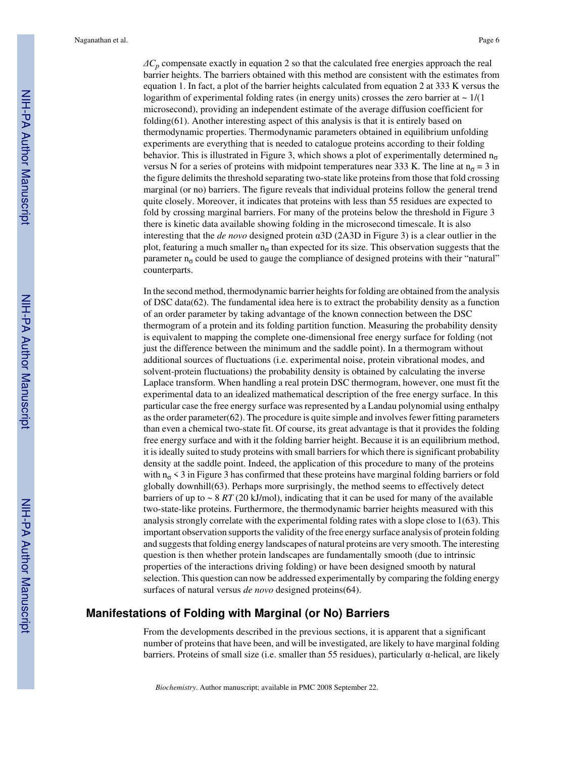$\Delta C_p$ compensate exactly in equation 2 so that the calculated free energies approach the real barrier heights. The barriers obtained with this method are consistent with the estimates from equation 1. In fact, a plot of the barrier heights calculated from equation 2 at 333 K versus the logarithm of experimental folding rates (in energy units) crosses the zero barrier at ~ 1/(1 microsecond), providing an independent estimate of the average diffusion coefficient for folding(61). Another interesting aspect of this analysis is that it is entirely based on thermodynamic properties. Thermodynamic parameters obtained in equilibrium unfolding experiments are everything that is needed to catalogue proteins according to their folding behavior. This is illustrated in Figure 3, which shows a plot of experimentally determined $n_\sigma$ versus N for a series of proteins with midpoint temperatures near 333 K. The line at $n_\sigma = 3$ in the figure delimits the threshold separating two-state like proteins from those that fold crossing marginal (or no) barriers. The figure reveals that individual proteins follow the general trend quite closely. Moreover, it indicates that proteins with less than 55 residues are expected to fold by crossing marginal barriers. For many of the proteins below the threshold in Figure 3 there is kinetic data available showing folding in the microsecond timescale. It is also interesting that the *de novo* designed protein α3D (2A3D in Figure 3) is a clear outlier in the plot, featuring a much smaller $n_\sigma$ than expected for its size. This observation suggests that the parameter $n_\sigma$ could be used to gauge the compliance of designed proteins with their "natural" counterparts.

In the second method, thermodynamic barrier heights for folding are obtained from the analysis of DSC data(62). The fundamental idea here is to extract the probability density as a function of an order parameter by taking advantage of the known connection between the DSC thermogram of a protein and its folding partition function. Measuring the probability density is equivalent to mapping the complete one-dimensional free energy surface for folding (not just the difference between the minimum and the saddle point). In a thermogram without additional sources of fluctuations (i.e. experimental noise, protein vibrational modes, and solvent-protein fluctuations) the probability density is obtained by calculating the inverse Laplace transform. When handling a real protein DSC thermogram, however, one must fit the experimental data to an idealized mathematical description of the free energy surface. In this particular case the free energy surface was represented by a Landau polynomial using enthalpy as the order parameter(62). The procedure is quite simple and involves fewer fitting parameters than even a chemical two-state fit. Of course, its great advantage is that it provides the folding free energy surface and with it the folding barrier height. Because it is an equilibrium method, it is ideally suited to study proteins with small barriers for which there is significant probability density at the saddle point. Indeed, the application of this procedure to many of the proteins with $n_\sigma < 3$ in Figure 3 has confirmed that these proteins have marginal folding barriers or fold globally downhill(63). Perhaps more surprisingly, the method seems to effectively detect barriers of up to ~ 8 *RT* (20 kJ/mol), indicating that it can be used for many of the available two-state-like proteins. Furthermore, the thermodynamic barrier heights measured with this analysis strongly correlate with the experimental folding rates with a slope close to 1(63). This important observation supports the validity of the free energy surface analysis of protein folding and suggests that folding energy landscapes of natural proteins are very smooth. The interesting question is then whether protein landscapes are fundamentally smooth (due to intrinsic properties of the interactions driving folding) or have been designed smooth by natural selection. This question can now be addressed experimentally by comparing the folding energy surfaces of natural versus *de novo* designed proteins(64).

## Manifestations of Folding with Marginal (or No) Barriers

From the developments described in the previous sections, it is apparent that a significant number of proteins that have been, and will be investigated, are likely to have marginal folding barriers. Proteins of small size (i.e. smaller than 55 residues), particularly α-helical, are likely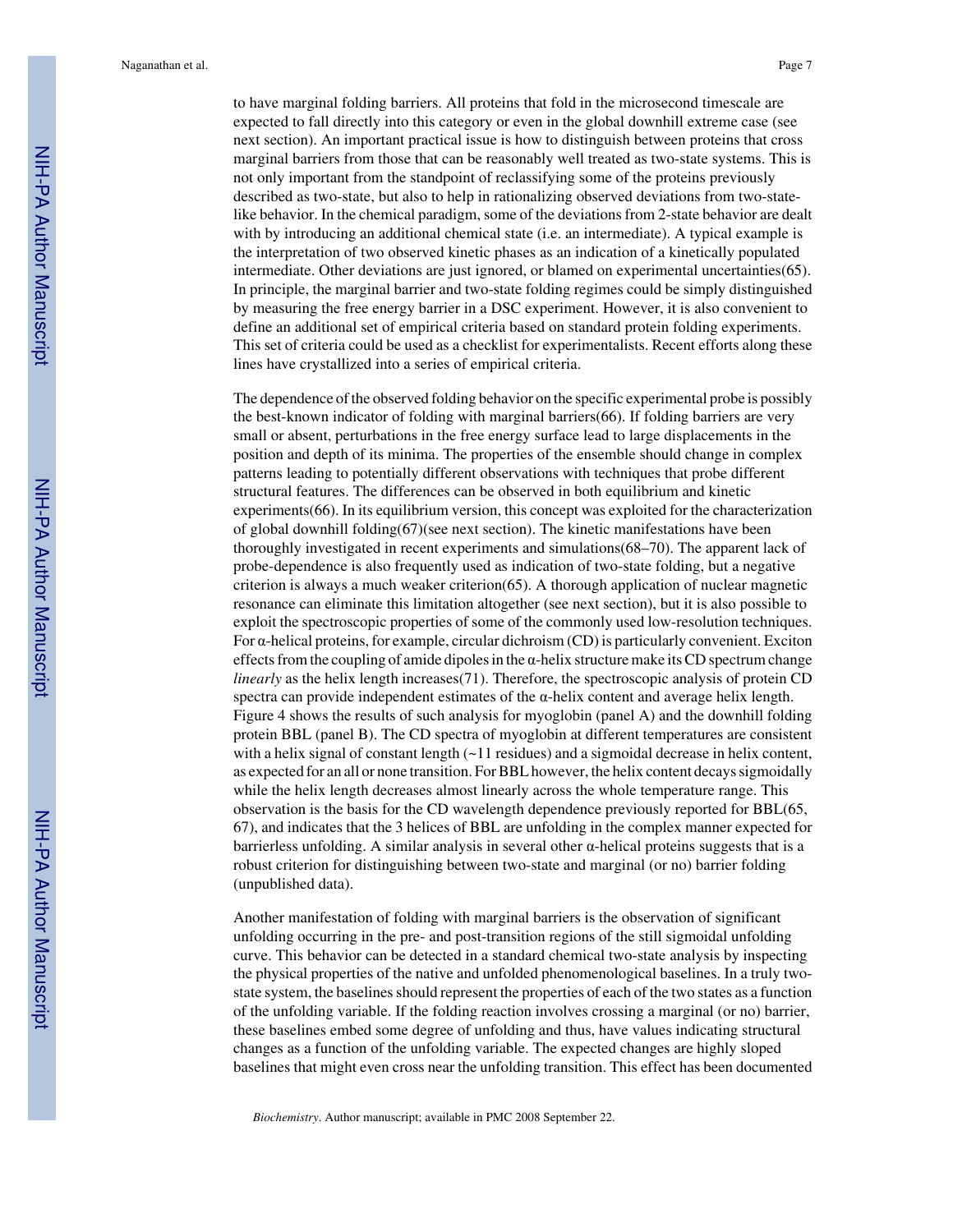to have marginal folding barriers. All proteins that fold in the microsecond timescale are expected to fall directly into this category or even in the global downhill extreme case (see next section). An important practical issue is how to distinguish between proteins that cross marginal barriers from those that can be reasonably well treated as two-state systems. This is not only important from the standpoint of reclassifying some of the proteins previously described as two-state, but also to help in rationalizing observed deviations from two-state-like behavior. In the chemical paradigm, some of the deviations from 2-state behavior are dealt with by introducing an additional chemical state (i.e. an intermediate). A typical example is the interpretation of two observed kinetic phases as an indication of a kinetically populated intermediate. Other deviations are just ignored, or blamed on experimental uncertainties(65). In principle, the marginal barrier and two-state folding regimes could be simply distinguished by measuring the free energy barrier in a DSC experiment. However, it is also convenient to define an additional set of empirical criteria based on standard protein folding experiments. This set of criteria could be used as a checklist for experimentalists. Recent efforts along these lines have crystallized into a series of empirical criteria.

The dependence of the observed folding behavior on the specific experimental probe is possibly the best-known indicator of folding with marginal barriers(66). If folding barriers are very small or absent, perturbations in the free energy surface lead to large displacements in the position and depth of its minima. The properties of the ensemble should change in complex patterns leading to potentially different observations with techniques that probe different structural features. The differences can be observed in both equilibrium and kinetic experiments(66). In its equilibrium version, this concept was exploited for the characterization of global downhill folding(67)(see next section). The kinetic manifestations have been thoroughly investigated in recent experiments and simulations(68–70). The apparent lack of probe-dependence is also frequently used as indication of two-state folding, but a negative criterion is always a much weaker criterion(65). A thorough application of nuclear magnetic resonance can eliminate this limitation altogether (see next section), but it is also possible to exploit the spectroscopic properties of some of the commonly used low-resolution techniques. For α-helical proteins, for example, circular dichroism (CD) is particularly convenient. Exciton effects from the coupling of amide dipoles in the α-helix structure make its CD spectrum change *linearly* as the helix length increases(71). Therefore, the spectroscopic analysis of protein CD spectra can provide independent estimates of the α-helix content and average helix length. Figure 4 shows the results of such analysis for myoglobin (panel A) and the downhill folding protein BBL (panel B). The CD spectra of myoglobin at different temperatures are consistent with a helix signal of constant length (~11 residues) and a sigmoidal decrease in helix content, as expected for an all or none transition. For BBL however, the helix content decays sigmoidally while the helix length decreases almost linearly across the whole temperature range. This observation is the basis for the CD wavelength dependence previously reported for BBL(65, 67), and indicates that the 3 helices of BBL are unfolding in the complex manner expected for barrierless unfolding. A similar analysis in several other α-helical proteins suggests that is a robust criterion for distinguishing between two-state and marginal (or no) barrier folding (unpublished data).

Another manifestation of folding with marginal barriers is the observation of significant unfolding occurring in the pre- and post-transition regions of the still sigmoidal unfolding curve. This behavior can be detected in a standard chemical two-state analysis by inspecting the physical properties of the native and unfolded phenomenological baselines. In a truly two-state system, the baselines should represent the properties of each of the two states as a function of the unfolding variable. If the folding reaction involves crossing a marginal (or no) barrier, these baselines embed some degree of unfolding and thus, have values indicating structural changes as a function of the unfolding variable. The expected changes are highly sloped baselines that might even cross near the unfolding transition. This effect has been documented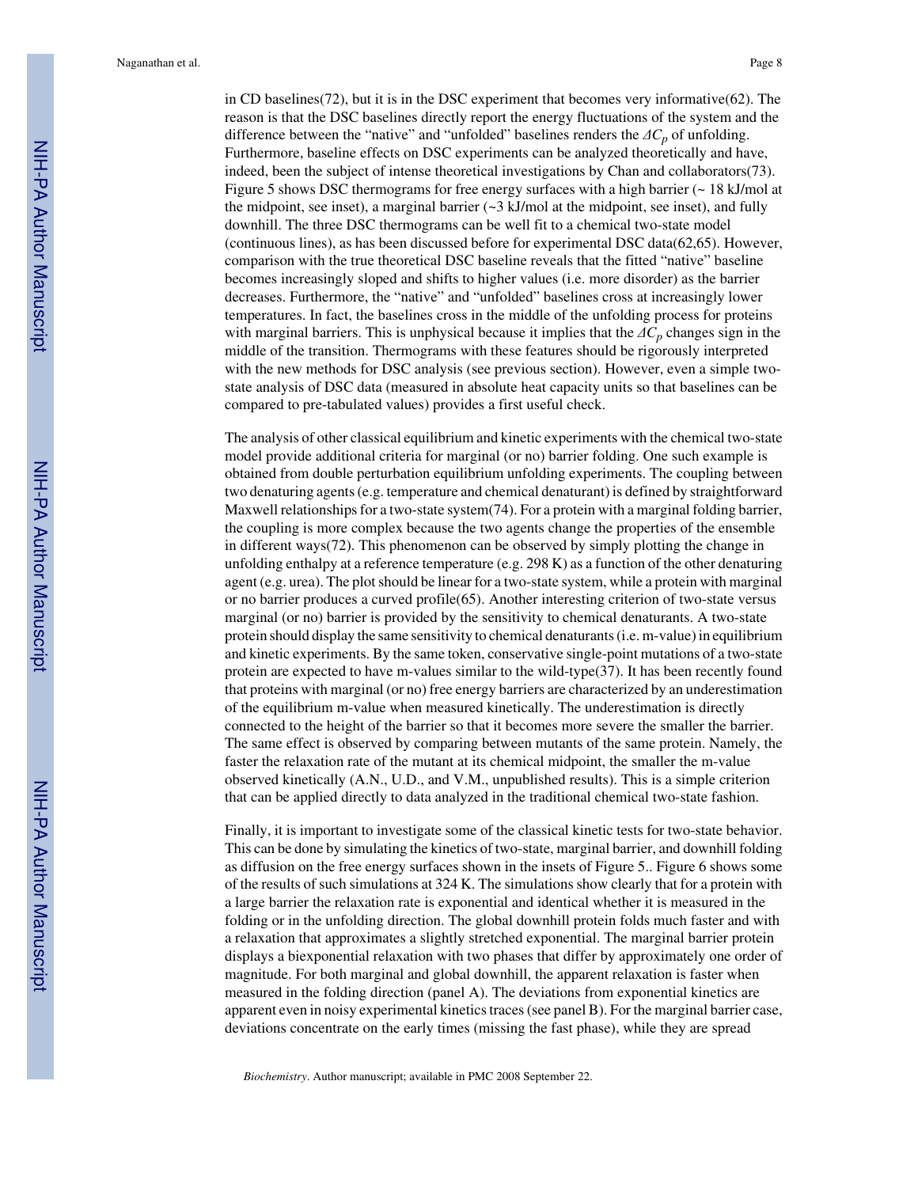in CD baselines(72), but it is in the DSC experiment that becomes very informative(62). The reason is that the DSC baselines directly report the energy fluctuations of the system and the difference between the "native" and "unfolded" baselines renders the $\Delta C_p$ of unfolding. Furthermore, baseline effects on DSC experiments can be analyzed theoretically and have, indeed, been the subject of intense theoretical investigations by Chan and collaborators(73). Figure 5 shows DSC thermograms for free energy surfaces with a high barrier (~ 18 kJ/mol at the midpoint, see inset), a marginal barrier (~3 kJ/mol at the midpoint, see inset), and fully downhill. The three DSC thermograms can be well fit to a chemical two-state model (continuous lines), as has been discussed before for experimental DSC data(62,65). However, comparison with the true theoretical DSC baseline reveals that the fitted "native" baseline becomes increasingly sloped and shifts to higher values (i.e. more disorder) as the barrier decreases. Furthermore, the "native" and "unfolded" baselines cross at increasingly lower temperatures. In fact, the baselines cross in the middle of the unfolding process for proteins with marginal barriers. This is unphysical because it implies that the $\Delta C_p$ changes sign in the middle of the transition. Thermograms with these features should be rigorously interpreted with the new methods for DSC analysis (see previous section). However, even a simple two-state analysis of DSC data (measured in absolute heat capacity units so that baselines can be compared to pre-tabulated values) provides a first useful check.

The analysis of other classical equilibrium and kinetic experiments with the chemical two-state model provide additional criteria for marginal (or no) barrier folding. One such example is obtained from double perturbation equilibrium unfolding experiments. The coupling between two denaturing agents (e.g. temperature and chemical denaturant) is defined by straightforward Maxwell relationships for a two-state system(74). For a protein with a marginal folding barrier, the coupling is more complex because the two agents change the properties of the ensemble in different ways(72). This phenomenon can be observed by simply plotting the change in unfolding enthalpy at a reference temperature (e.g. 298 K) as a function of the other denaturing agent (e.g. urea). The plot should be linear for a two-state system, while a protein with marginal or no barrier produces a curved profile(65). Another interesting criterion of two-state versus marginal (or no) barrier is provided by the sensitivity to chemical denaturants. A two-state protein should display the same sensitivity to chemical denaturants (i.e. m-value) in equilibrium and kinetic experiments. By the same token, conservative single-point mutations of a two-state protein are expected to have m-values similar to the wild-type(37). It has been recently found that proteins with marginal (or no) free energy barriers are characterized by an underestimation of the equilibrium m-value when measured kinetically. The underestimation is directly connected to the height of the barrier so that it becomes more severe the smaller the barrier. The same effect is observed by comparing between mutants of the same protein. Namely, the faster the relaxation rate of the mutant at its chemical midpoint, the smaller the m-value observed kinetically (A.N., U.D., and V.M., unpublished results). This is a simple criterion that can be applied directly to data analyzed in the traditional chemical two-state fashion.

Finally, it is important to investigate some of the classical kinetic tests for two-state behavior. This can be done by simulating the kinetics of two-state, marginal barrier, and downhill folding as diffusion on the free energy surfaces shown in the insets of Figure 5.. Figure 6 shows some of the results of such simulations at 324 K. The simulations show clearly that for a protein with a large barrier the relaxation rate is exponential and identical whether it is measured in the folding or in the unfolding direction. The global downhill protein folds much faster and with a relaxation that approximates a slightly stretched exponential. The marginal barrier protein displays a biexponential relaxation with two phases that differ by approximately one order of magnitude. For both marginal and global downhill, the apparent relaxation is faster when measured in the folding direction (panel A). The deviations from exponential kinetics are apparent even in noisy experimental kinetics traces (see panel B). For the marginal barrier case, deviations concentrate on the early times (missing the fast phase), while they are spread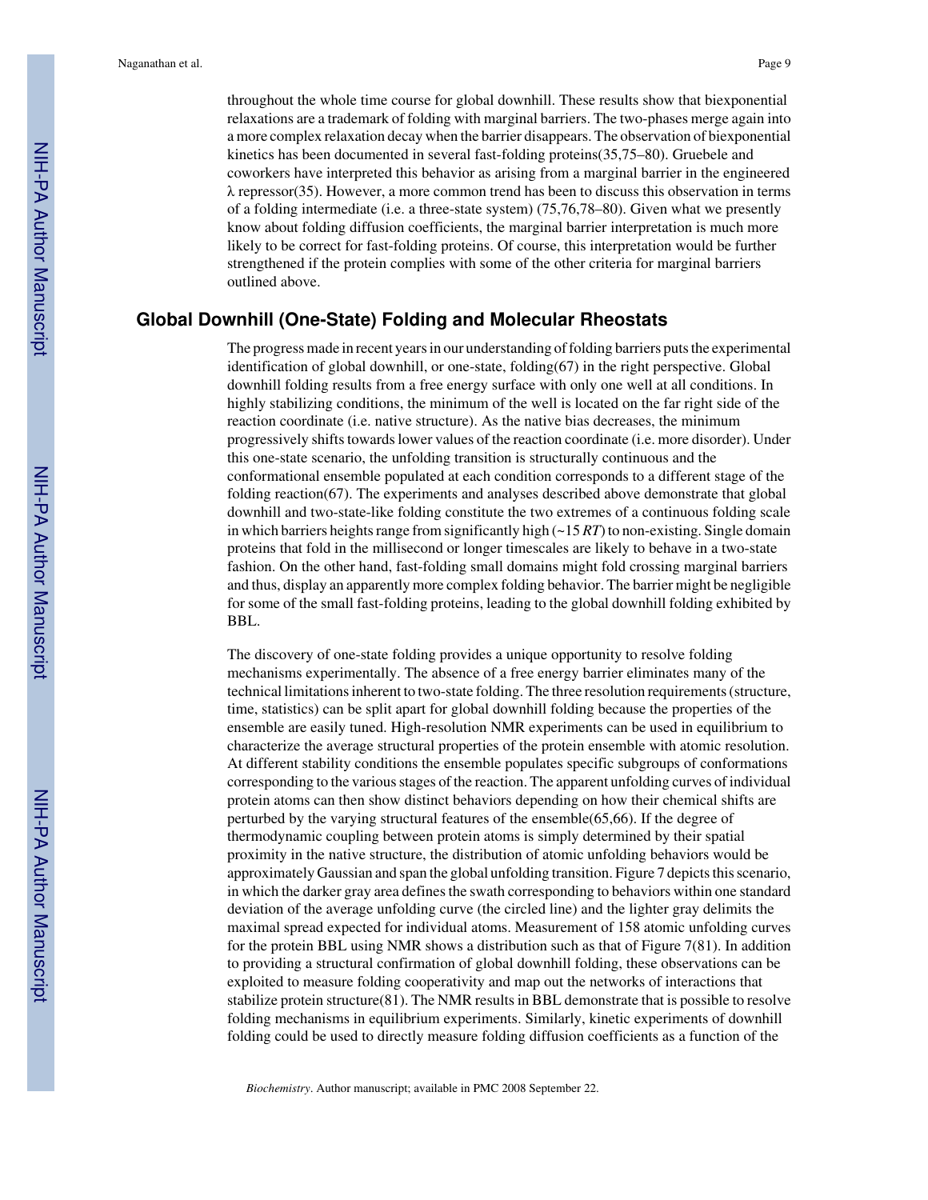throughout the whole time course for global downhill. These results show that biexponential relaxations are a trademark of folding with marginal barriers. The two-phases merge again into a more complex relaxation decay when the barrier disappears. The observation of biexponential kinetics has been documented in several fast-folding proteins(35,75–80). Gruebele and coworkers have interpreted this behavior as arising from a marginal barrier in the engineered λ repressor(35). However, a more common trend has been to discuss this observation in terms of a folding intermediate (i.e. a three-state system) (75,76,78–80). Given what we presently know about folding diffusion coefficients, the marginal barrier interpretation is much more likely to be correct for fast-folding proteins. Of course, this interpretation would be further strengthened if the protein complies with some of the other criteria for marginal barriers outlined above.

## Global Downhill (One-State) Folding and Molecular Rheostats

The progress made in recent years in our understanding of folding barriers puts the experimental identification of global downhill, or one-state, folding(67) in the right perspective. Global downhill folding results from a free energy surface with only one well at all conditions. In highly stabilizing conditions, the minimum of the well is located on the far right side of the reaction coordinate (i.e. native structure). As the native bias decreases, the minimum progressively shifts towards lower values of the reaction coordinate (i.e. more disorder). Under this one-state scenario, the unfolding transition is structurally continuous and the conformational ensemble populated at each condition corresponds to a different stage of the folding reaction(67). The experiments and analyses described above demonstrate that global downhill and two-state-like folding constitute the two extremes of a continuous folding scale in which barriers heights range from significantly high (~15 *RT*) to non-existing. Single domain proteins that fold in the millisecond or longer timescales are likely to behave in a two-state fashion. On the other hand, fast-folding small domains might fold crossing marginal barriers and thus, display an apparently more complex folding behavior. The barrier might be negligible for some of the small fast-folding proteins, leading to the global downhill folding exhibited by BBL.

The discovery of one-state folding provides a unique opportunity to resolve folding mechanisms experimentally. The absence of a free energy barrier eliminates many of the technical limitations inherent to two-state folding. The three resolution requirements (structure, time, statistics) can be split apart for global downhill folding because the properties of the ensemble are easily tuned. High-resolution NMR experiments can be used in equilibrium to characterize the average structural properties of the protein ensemble with atomic resolution. At different stability conditions the ensemble populates specific subgroups of conformations corresponding to the various stages of the reaction. The apparent unfolding curves of individual protein atoms can then show distinct behaviors depending on how their chemical shifts are perturbed by the varying structural features of the ensemble(65,66). If the degree of thermodynamic coupling between protein atoms is simply determined by their spatial proximity in the native structure, the distribution of atomic unfolding behaviors would be approximately Gaussian and span the global unfolding transition. Figure 7 depicts this scenario, in which the darker gray area defines the swath corresponding to behaviors within one standard deviation of the average unfolding curve (the circled line) and the lighter gray delimits the maximal spread expected for individual atoms. Measurement of 158 atomic unfolding curves for the protein BBL using NMR shows a distribution such as that of Figure 7(81). In addition to providing a structural confirmation of global downhill folding, these observations can be exploited to measure folding cooperativity and map out the networks of interactions that stabilize protein structure(81). The NMR results in BBL demonstrate that is possible to resolve folding mechanisms in equilibrium experiments. Similarly, kinetic experiments of downhill folding could be used to directly measure folding diffusion coefficients as a function of the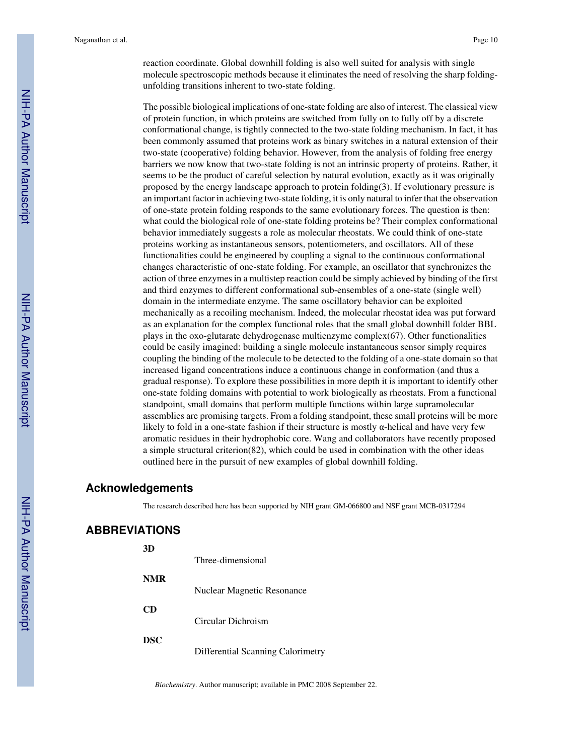reaction coordinate. Global downhill folding is also well suited for analysis with single molecule spectroscopic methods because it eliminates the need of resolving the sharp folding-unfolding transitions inherent to two-state folding.

The possible biological implications of one-state folding are also of interest. The classical view of protein function, in which proteins are switched from fully on to fully off by a discrete conformational change, is tightly connected to the two-state folding mechanism. In fact, it has been commonly assumed that proteins work as binary switches in a natural extension of their two-state (cooperative) folding behavior. However, from the analysis of folding free energy barriers we now know that two-state folding is not an intrinsic property of proteins. Rather, it seems to be the product of careful selection by natural evolution, exactly as it was originally proposed by the energy landscape approach to protein folding(3). If evolutionary pressure is an important factor in achieving two-state folding, it is only natural to infer that the observation of one-state protein folding responds to the same evolutionary forces. The question is then: what could the biological role of one-state folding proteins be? Their complex conformational behavior immediately suggests a role as molecular rheostats. We could think of one-state proteins working as instantaneous sensors, potentiometers, and oscillators. All of these functionalities could be engineered by coupling a signal to the continuous conformational changes characteristic of one-state folding. For example, an oscillator that synchronizes the action of three enzymes in a multistep reaction could be simply achieved by binding of the first and third enzymes to different conformational sub-ensembles of a one-state (single well) domain in the intermediate enzyme. The same oscillatory behavior can be exploited mechanically as a recoiling mechanism. Indeed, the molecular rheostat idea was put forward as an explanation for the complex functional roles that the small global downhill folder BBL plays in the oxo-glutarate dehydrogenase multienzyme complex(67). Other functionalities could be easily imagined: building a single molecule instantaneous sensor simply requires coupling the binding of the molecule to be detected to the folding of a one-state domain so that increased ligand concentrations induce a continuous change in conformation (and thus a gradual response). To explore these possibilities in more depth it is important to identify other one-state folding domains with potential to work biologically as rheostats. From a functional standpoint, small domains that perform multiple functions within large supramolecular assemblies are promising targets. From a folding standpoint, these small proteins will be more likely to fold in a one-state fashion if their structure is mostly α-helical and have very few aromatic residues in their hydrophobic core. Wang and collaborators have recently proposed a simple structural criterion(82), which could be used in combination with the other ideas outlined here in the pursuit of new examples of global downhill folding.

## Acknowledgements

The research described here has been supported by NIH grant GM-066800 and NSF grant MCB-0317294

## ABBREVIATIONS

**3D**
: Three-dimensional

**NMR**
: Nuclear Magnetic Resonance

**CD**
: Circular Dichroism

**DSC**
: Differential Scanning Calorimetry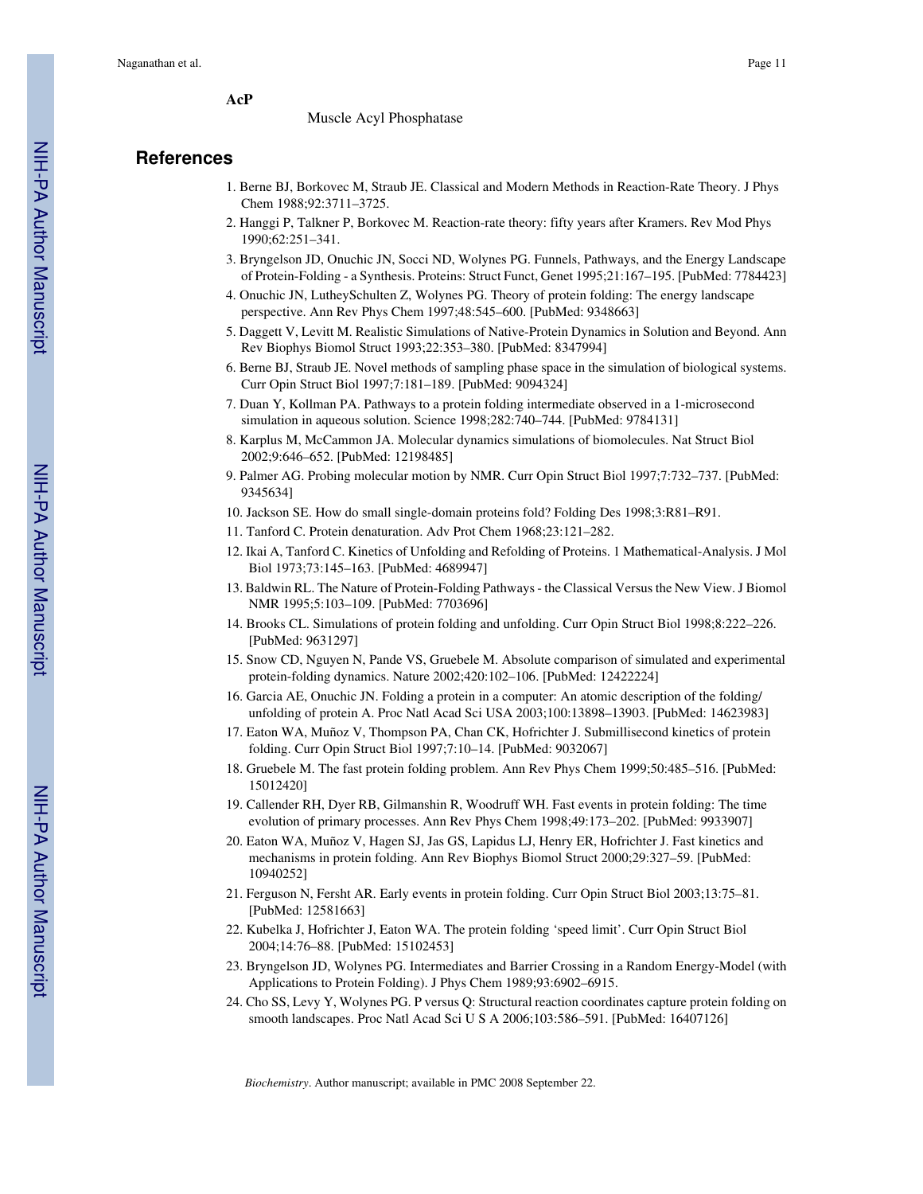**AcP**
Muscle Acyl Phosphatase

## References

1. Berne BJ, Borkovec M, Straub JE. Classical and Modern Methods in Reaction-Rate Theory. J Phys Chem 1988;92:3711–3725.
2. Hanggi P, Talkner P, Borkovec M. Reaction-rate theory: fifty years after Kramers. Rev Mod Phys 1990;62:251–341.
3. Bryngelson JD, Onuchic JN, Socci ND, Wolynes PG. Funnels, Pathways, and the Energy Landscape of Protein-Folding - a Synthesis. Proteins: Struct Funct, Genet 1995;21:167–195. [PubMed: 7784423]
4. Onuchic JN, LutheySchulten Z, Wolynes PG. Theory of protein folding: The energy landscape perspective. Ann Rev Phys Chem 1997;48:545–600. [PubMed: 9348663]
5. Daggett V, Levitt M. Realistic Simulations of Native-Protein Dynamics in Solution and Beyond. Ann Rev Biophys Biomol Struct 1993;22:353–380. [PubMed: 8347994]
6. Berne BJ, Straub JE. Novel methods of sampling phase space in the simulation of biological systems. Curr Opin Struct Biol 1997;7:181–189. [PubMed: 9094324]
7. Duan Y, Kollman PA. Pathways to a protein folding intermediate observed in a 1-microsecond simulation in aqueous solution. Science 1998;282:740–744. [PubMed: 9784131]
8. Karplus M, McCammon JA. Molecular dynamics simulations of biomolecules. Nat Struct Biol 2002;9:646–652. [PubMed: 12198485]
9. Palmer AG. Probing molecular motion by NMR. Curr Opin Struct Biol 1997;7:732–737. [PubMed: 9345634]
10. Jackson SE. How do small single-domain proteins fold? Folding Des 1998;3:R81–R91.
11. Tanford C. Protein denaturation. Adv Prot Chem 1968;23:121–282.
12. Ikai A, Tanford C. Kinetics of Unfolding and Refolding of Proteins. 1 Mathematical-Analysis. J Mol Biol 1973;73:145–163. [PubMed: 4689947]
13. Baldwin RL. The Nature of Protein-Folding Pathways - the Classical Versus the New View. J Biomol NMR 1995;5:103–109. [PubMed: 7703696]
14. Brooks CL. Simulations of protein folding and unfolding. Curr Opin Struct Biol 1998;8:222–226. [PubMed: 9631297]
15. Snow CD, Nguyen N, Pande VS, Gruebele M. Absolute comparison of simulated and experimental protein-folding dynamics. Nature 2002;420:102–106. [PubMed: 12422224]
16. Garcia AE, Onuchic JN. Folding a protein in a computer: An atomic description of the folding/unfolding of protein A. Proc Natl Acad Sci USA 2003;100:13898–13903. [PubMed: 14623983]
17. Eaton WA, Muñoz V, Thompson PA, Chan CK, Hofrichter J. Submillisecond kinetics of protein folding. Curr Opin Struct Biol 1997;7:10–14. [PubMed: 9032067]
18. Gruebele M. The fast protein folding problem. Ann Rev Phys Chem 1999;50:485–516. [PubMed: 15012420]
19. Callender RH, Dyer RB, Gilmanshin R, Woodruff WH. Fast events in protein folding: The time evolution of primary processes. Ann Rev Phys Chem 1998;49:173–202. [PubMed: 9933907]
20. Eaton WA, Muñoz V, Hagen SJ, Jas GS, Lapidus LJ, Henry ER, Hofrichter J. Fast kinetics and mechanisms in protein folding. Ann Rev Biophys Biomol Struct 2000;29:327–59. [PubMed: 10940252]
21. Ferguson N, Fersht AR. Early events in protein folding. Curr Opin Struct Biol 2003;13:75–81. [PubMed: 12581663]
22. Kubelka J, Hofrichter J, Eaton WA. The protein folding 'speed limit'. Curr Opin Struct Biol 2004;14:76–88. [PubMed: 15102453]
23. Bryngelson JD, Wolynes PG. Intermediates and Barrier Crossing in a Random Energy-Model (with Applications to Protein Folding). J Phys Chem 1989;93:6902–6915.
24. Cho SS, Levy Y, Wolynes PG. P versus Q: Structural reaction coordinates capture protein folding on smooth landscapes. Proc Natl Acad Sci U S A 2006;103:586–591. [PubMed: 16407126]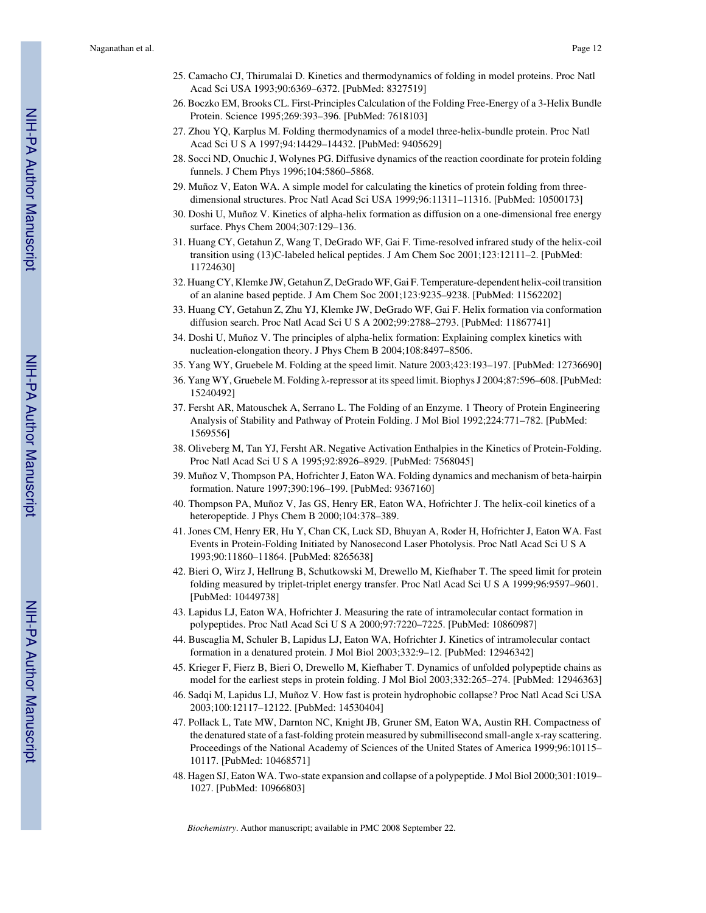25. Camacho CJ, Thirumalai D. Kinetics and thermodynamics of folding in model proteins. Proc Natl Acad Sci USA 1993;90:6369–6372. [PubMed: 8327519]
26. Boczko EM, Brooks CL. First-Principles Calculation of the Folding Free-Energy of a 3-Helix Bundle Protein. Science 1995;269:393–396. [PubMed: 7618103]
27. Zhou YQ, Karplus M. Folding thermodynamics of a model three-helix-bundle protein. Proc Natl Acad Sci U S A 1997;94:14429–14432. [PubMed: 9405629]
28. Socci ND, Onuchic J, Wolynes PG. Diffusive dynamics of the reaction coordinate for protein folding funnels. J Chem Phys 1996;104:5860–5868.
29. Muñoz V, Eaton WA. A simple model for calculating the kinetics of protein folding from three-dimensional structures. Proc Natl Acad Sci USA 1999;96:11311–11316. [PubMed: 10500173]
30. Doshi U, Muñoz V. Kinetics of alpha-helix formation as diffusion on a one-dimensional free energy surface. Phys Chem 2004;307:129–136.
31. Huang CY, Getahun Z, Wang T, DeGrado WF, Gai F. Time-resolved infrared study of the helix-coil transition using (13)C-labeled helical peptides. J Am Chem Soc 2001;123:12111–2. [PubMed: 11724630]
32. Huang CY, Klemke JW, Getahun Z, DeGrado WF, Gai F. Temperature-dependent helix-coil transition of an alanine based peptide. J Am Chem Soc 2001;123:9235–9238. [PubMed: 11562202]
33. Huang CY, Getahun Z, Zhu YJ, Klemke JW, DeGrado WF, Gai F. Helix formation via conformation diffusion search. Proc Natl Acad Sci U S A 2002;99:2788–2793. [PubMed: 11867741]
34. Doshi U, Muñoz V. The principles of alpha-helix formation: Explaining complex kinetics with nucleation-elongation theory. J Phys Chem B 2004;108:8497–8506.
35. Yang WY, Gruebele M. Folding at the speed limit. Nature 2003;423:193–197. [PubMed: 12736690]
36. Yang WY, Gruebele M. Folding λ-repressor at its speed limit. Biophys J 2004;87:596–608. [PubMed: 15240492]
37. Fersht AR, Matouschek A, Serrano L. The Folding of an Enzyme. 1 Theory of Protein Engineering Analysis of Stability and Pathway of Protein Folding. J Mol Biol 1992;224:771–782. [PubMed: 1569556]
38. Oliveberg M, Tan YJ, Fersht AR. Negative Activation Enthalpies in the Kinetics of Protein-Folding. Proc Natl Acad Sci U S A 1995;92:8926–8929. [PubMed: 7568045]
39. Muñoz V, Thompson PA, Hofrichter J, Eaton WA. Folding dynamics and mechanism of beta-hairpin formation. Nature 1997;390:196–199. [PubMed: 9367160]
40. Thompson PA, Muñoz V, Jas GS, Henry ER, Eaton WA, Hofrichter J. The helix-coil kinetics of a heteropeptide. J Phys Chem B 2000;104:378–389.
41. Jones CM, Henry ER, Hu Y, Chan CK, Luck SD, Bhuyan A, Roder H, Hofrichter J, Eaton WA. Fast Events in Protein-Folding Initiated by Nanosecond Laser Photolysis. Proc Natl Acad Sci U S A 1993;90:11860–11864. [PubMed: 8265638]
42. Bieri O, Wirz J, Hellrung B, Schutkowski M, Drewello M, Kiefhaber T. The speed limit for protein folding measured by triplet-triplet energy transfer. Proc Natl Acad Sci U S A 1999;96:9597–9601. [PubMed: 10449738]
43. Lapidus LJ, Eaton WA, Hofrichter J. Measuring the rate of intramolecular contact formation in polypeptides. Proc Natl Acad Sci U S A 2000;97:7220–7225. [PubMed: 10860987]
44. Buscaglia M, Schuler B, Lapidus LJ, Eaton WA, Hofrichter J. Kinetics of intramolecular contact formation in a denatured protein. J Mol Biol 2003;332:9–12. [PubMed: 12946342]
45. Krieger F, Fierz B, Bieri O, Drewello M, Kiefhaber T. Dynamics of unfolded polypeptide chains as model for the earliest steps in protein folding. J Mol Biol 2003;332:265–274. [PubMed: 12946363]
46. Sadqi M, Lapidus LJ, Muñoz V. How fast is protein hydrophobic collapse? Proc Natl Acad Sci USA 2003;100:12117–12122. [PubMed: 14530404]
47. Pollack L, Tate MW, Darnton NC, Knight JB, Gruner SM, Eaton WA, Austin RH. Compactness of the denatured state of a fast-folding protein measured by submillisecond small-angle x-ray scattering. Proceedings of the National Academy of Sciences of the United States of America 1999;96:10115–10117. [PubMed: 10468571]
48. Hagen SJ, Eaton WA. Two-state expansion and collapse of a polypeptide. J Mol Biol 2000;301:1019–1027. [PubMed: 10966803]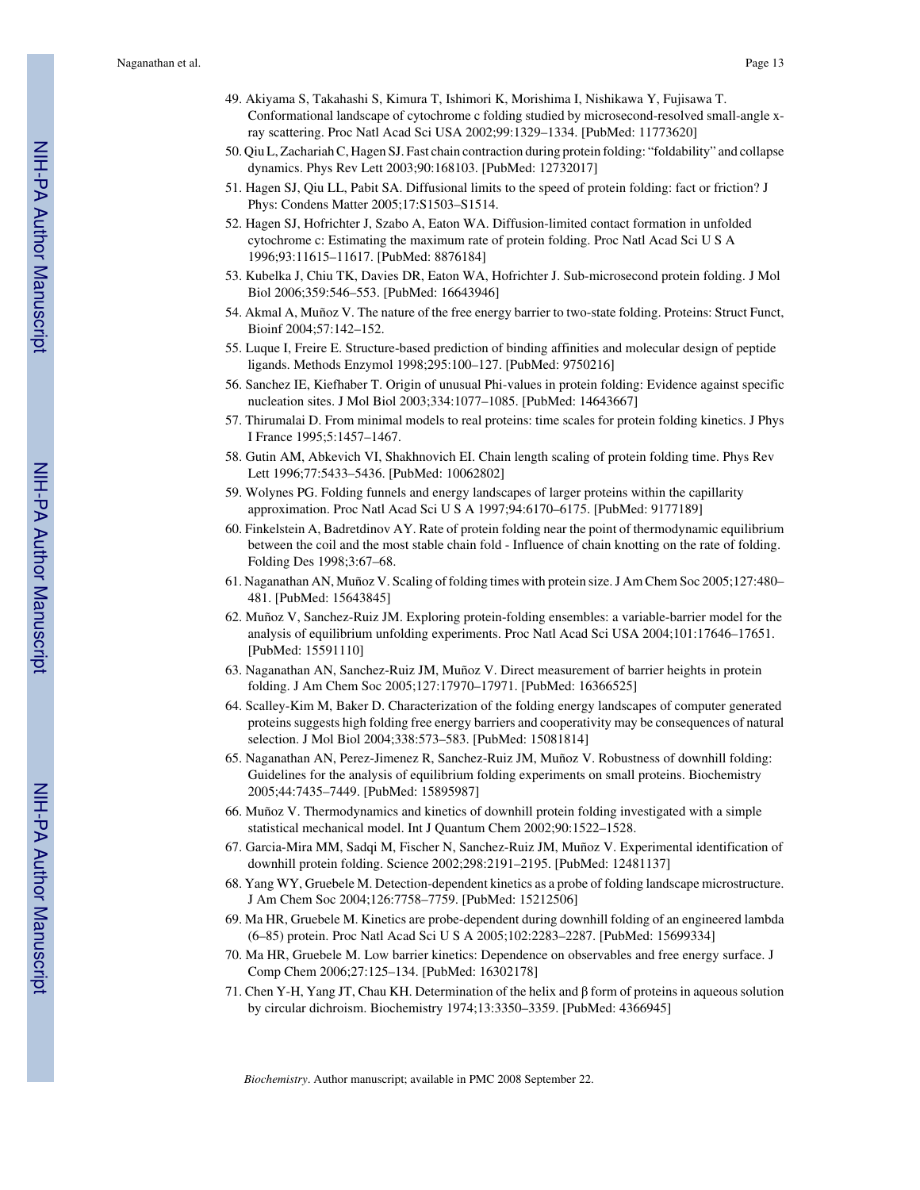49. Akiyama S, Takahashi S, Kimura T, Ishimori K, Morishima I, Nishikawa Y, Fujisawa T. Conformational landscape of cytochrome c folding studied by microsecond-resolved small-angle x-ray scattering. Proc Natl Acad Sci USA 2002;99:1329–1334. [PubMed: 11773620]
50. Qiu L, Zachariah C, Hagen SJ. Fast chain contraction during protein folding: "foldability" and collapse dynamics. Phys Rev Lett 2003;90:168103. [PubMed: 12732017]
51. Hagen SJ, Qiu LL, Pabit SA. Diffusional limits to the speed of protein folding: fact or friction? J Phys: Condens Matter 2005;17:S1503–S1514.
52. Hagen SJ, Hofrichter J, Szabo A, Eaton WA. Diffusion-limited contact formation in unfolded cytochrome c: Estimating the maximum rate of protein folding. Proc Natl Acad Sci U S A 1996;93:11615–11617. [PubMed: 8876184]
53. Kubelka J, Chiu TK, Davies DR, Eaton WA, Hofrichter J. Sub-microsecond protein folding. J Mol Biol 2006;359:546–553. [PubMed: 16643946]
54. Akmal A, Muñoz V. The nature of the free energy barrier to two-state folding. Proteins: Struct Funct, Bioinf 2004;57:142–152.
55. Luque I, Freire E. Structure-based prediction of binding affinities and molecular design of peptide ligands. Methods Enzymol 1998;295:100–127. [PubMed: 9750216]
56. Sanchez IE, Kiefhaber T. Origin of unusual Phi-values in protein folding: Evidence against specific nucleation sites. J Mol Biol 2003;334:1077–1085. [PubMed: 14643667]
57. Thirumalai D. From minimal models to real proteins: time scales for protein folding kinetics. J Phys I France 1995;5:1457–1467.
58. Gutin AM, Abkevich VI, Shakhnovich EI. Chain length scaling of protein folding time. Phys Rev Lett 1996;77:5433–5436. [PubMed: 10062802]
59. Wolynes PG. Folding funnels and energy landscapes of larger proteins within the capillarity approximation. Proc Natl Acad Sci U S A 1997;94:6170–6175. [PubMed: 9177189]
60. Finkelstein A, Badretdinov AY. Rate of protein folding near the point of thermodynamic equilibrium between the coil and the most stable chain fold - Influence of chain knotting on the rate of folding. Folding Des 1998;3:67–68.
61. Naganathan AN, Muñoz V. Scaling of folding times with protein size. J Am Chem Soc 2005;127:480–481. [PubMed: 15643845]
62. Muñoz V, Sanchez-Ruiz JM. Exploring protein-folding ensembles: a variable-barrier model for the analysis of equilibrium unfolding experiments. Proc Natl Acad Sci USA 2004;101:17646–17651. [PubMed: 15591110]
63. Naganathan AN, Sanchez-Ruiz JM, Muñoz V. Direct measurement of barrier heights in protein folding. J Am Chem Soc 2005;127:17970–17971. [PubMed: 16366525]
64. Scalley-Kim M, Baker D. Characterization of the folding energy landscapes of computer generated proteins suggests high folding free energy barriers and cooperativity may be consequences of natural selection. J Mol Biol 2004;338:573–583. [PubMed: 15081814]
65. Naganathan AN, Perez-Jimenez R, Sanchez-Ruiz JM, Muñoz V. Robustness of downhill folding: Guidelines for the analysis of equilibrium folding experiments on small proteins. Biochemistry 2005;44:7435–7449. [PubMed: 15895987]
66. Muñoz V. Thermodynamics and kinetics of downhill protein folding investigated with a simple statistical mechanical model. Int J Quantum Chem 2002;90:1522–1528.
67. Garcia-Mira MM, Sadqi M, Fischer N, Sanchez-Ruiz JM, Muñoz V. Experimental identification of downhill protein folding. Science 2002;298:2191–2195. [PubMed: 12481137]
68. Yang WY, Gruebele M. Detection-dependent kinetics as a probe of folding landscape microstructure. J Am Chem Soc 2004;126:7758–7759. [PubMed: 15212506]
69. Ma HR, Gruebele M. Kinetics are probe-dependent during downhill folding of an engineered lambda (6–85) protein. Proc Natl Acad Sci U S A 2005;102:2283–2287. [PubMed: 15699334]
70. Ma HR, Gruebele M. Low barrier kinetics: Dependence on observables and free energy surface. J Comp Chem 2006;27:125–134. [PubMed: 16302178]
71. Chen Y-H, Yang JT, Chau KH. Determination of the helix and β form of proteins in aqueous solution by circular dichroism. Biochemistry 1974;13:3350–3359. [PubMed: 4366945]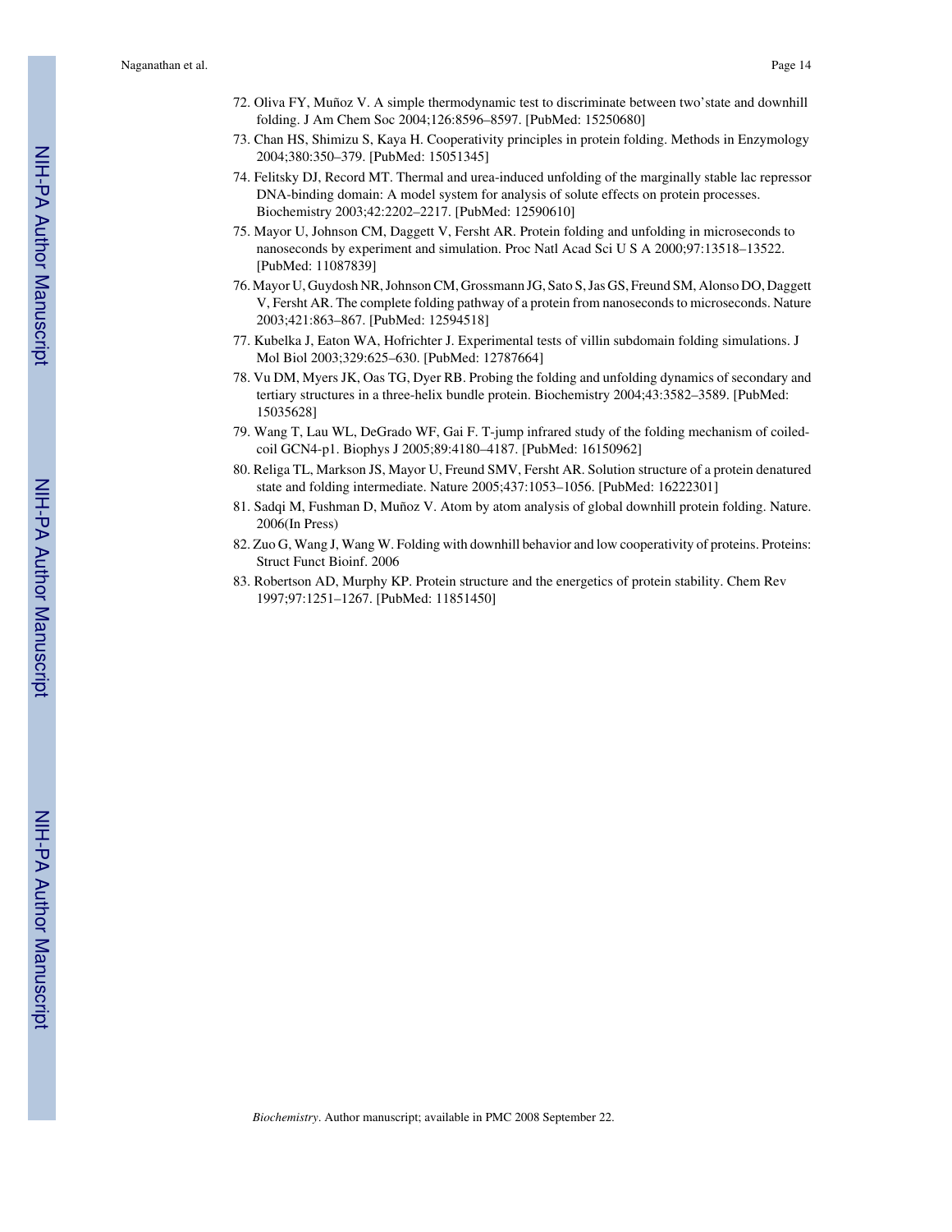72. Oliva FY, Muñoz V. A simple thermodynamic test to discriminate between two'state and downhill folding. J Am Chem Soc 2004;126:8596–8597. [PubMed: 15250680]
73. Chan HS, Shimizu S, Kaya H. Cooperativity principles in protein folding. Methods in Enzymology 2004;380:350–379. [PubMed: 15051345]
74. Felitsky DJ, Record MT. Thermal and urea-induced unfolding of the marginally stable lac repressor DNA-binding domain: A model system for analysis of solute effects on protein processes. Biochemistry 2003;42:2202–2217. [PubMed: 12590610]
75. Mayor U, Johnson CM, Daggett V, Fersht AR. Protein folding and unfolding in microseconds to nanoseconds by experiment and simulation. Proc Natl Acad Sci U S A 2000;97:13518–13522. [PubMed: 11087839]
76. Mayor U, Guydosh NR, Johnson CM, Grossmann JG, Sato S, Jas GS, Freund SM, Alonso DO, Daggett V, Fersht AR. The complete folding pathway of a protein from nanoseconds to microseconds. Nature 2003;421:863–867. [PubMed: 12594518]
77. Kubelka J, Eaton WA, Hofrichter J. Experimental tests of villin subdomain folding simulations. J Mol Biol 2003;329:625–630. [PubMed: 12787664]
78. Vu DM, Myers JK, Oas TG, Dyer RB. Probing the folding and unfolding dynamics of secondary and tertiary structures in a three-helix bundle protein. Biochemistry 2004;43:3582–3589. [PubMed: 15035628]
79. Wang T, Lau WL, DeGrado WF, Gai F. T-jump infrared study of the folding mechanism of coiled-coil GCN4-p1. Biophys J 2005;89:4180–4187. [PubMed: 16150962]
80. Religa TL, Markson JS, Mayor U, Freund SMV, Fersht AR. Solution structure of a protein denatured state and folding intermediate. Nature 2005;437:1053–1056. [PubMed: 16222301]
81. Sadqi M, Fushman D, Muñoz V. Atom by atom analysis of global downhill protein folding. Nature. 2006(In Press)
82. Zuo G, Wang J, Wang W. Folding with downhill behavior and low cooperativity of proteins. Proteins: Struct Funct Bioinf. 2006
83. Robertson AD, Murphy KP. Protein structure and the energetics of protein stability. Chem Rev 1997;97:1251–1267. [PubMed: 11851450]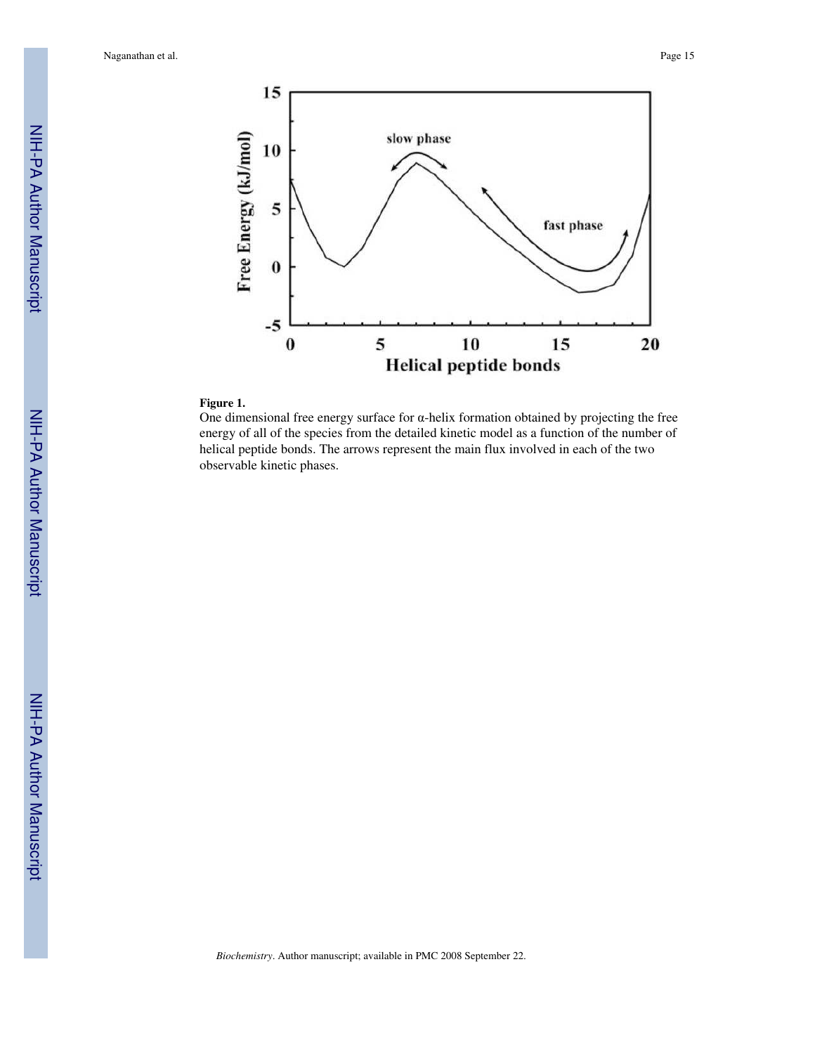**Figure 1.**

One dimensional free energy surface for α-helix formation obtained by projecting the free energy of all of the species from the detailed kinetic model as a function of the number of helical peptide bonds. The arrows represent the main flux involved in each of the two observable kinetic phases.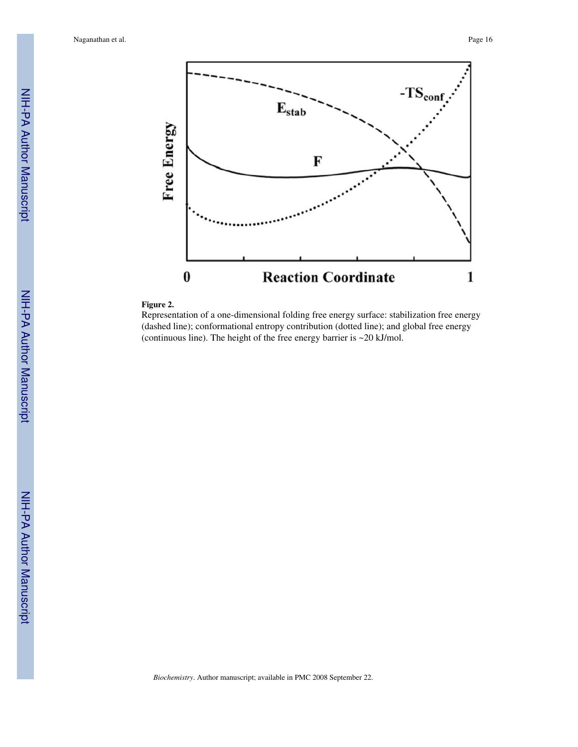**Figure 2.**

Representation of a one-dimensional folding free energy surface: stabilization free energy (dashed line); conformational entropy contribution (dotted line); and global free energy (continuous line). The height of the free energy barrier is ~20 kJ/mol.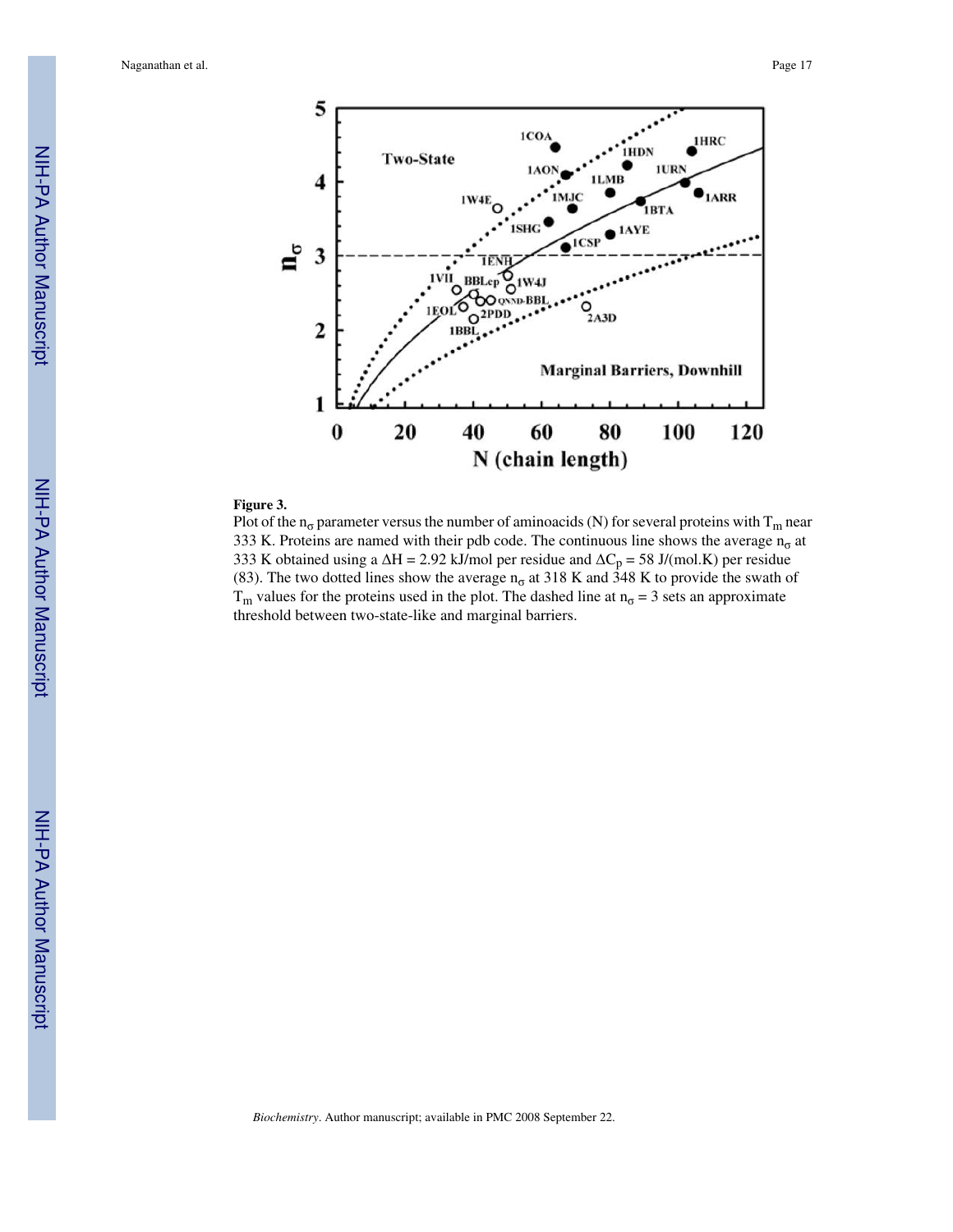**Figure 3.**

Plot of the $n_\sigma$ parameter versus the number of aminoacids (N) for several proteins with $T_m$ near 333 K. Proteins are named with their pdb code. The continuous line shows the average $n_\sigma$ at 333 K obtained using a $\Delta H = 2.92$ kJ/mol per residue and $\Delta C_p = 58$ J/(mol.K) per residue (83). The two dotted lines show the average $n_\sigma$ at 318 K and 348 K to provide the swath of $T_m$ values for the proteins used in the plot. The dashed line at $n_\sigma = 3$ sets an approximate threshold between two-state-like and marginal barriers.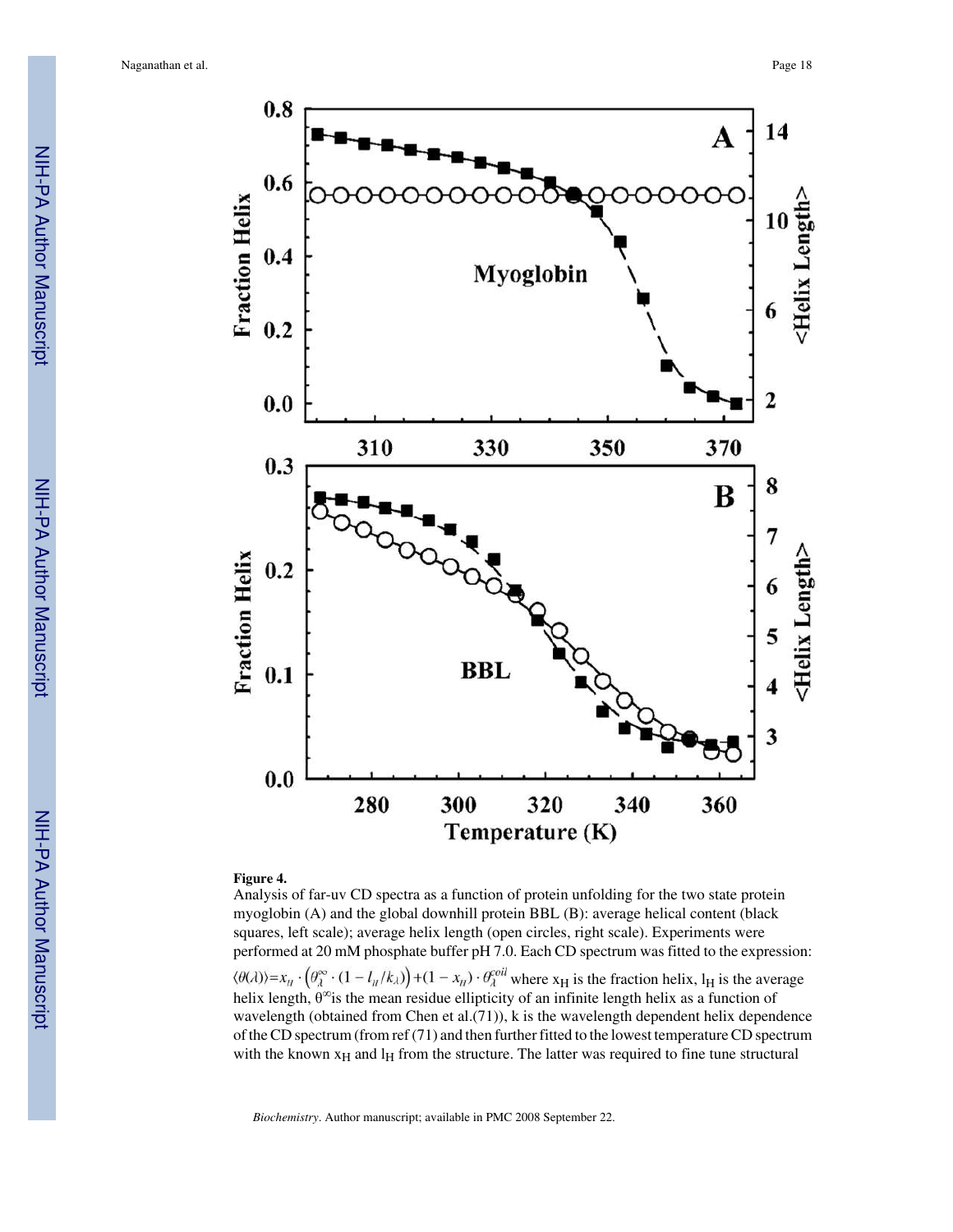**Figure 4.**

Analysis of far-uv CD spectra as a function of protein unfolding for the two state protein myoglobin (A) and the global downhill protein BBL (B): average helical content (black squares, left scale); average helix length (open circles, right scale). Experiments were performed at 20 mM phosphate buffer pH 7.0. Each CD spectrum was fitted to the expression: $\langle\theta(\lambda)\rangle = x_H \cdot \left(\theta_\lambda^\infty \cdot (1 - l_H/k_\lambda)\right) + (1 - x_H) \cdot \theta_\lambda^{coil}$ where $x_H$ is the fraction helix, $l_H$ is the average helix length, $\theta^\infty$ is the mean residue ellipticity of an infinite length helix as a function of wavelength (obtained from Chen et al.(71)), k is the wavelength dependent helix dependence of the CD spectrum (from ref (71) and then further fitted to the lowest temperature CD spectrum with the known $x_H$ and $l_H$ from the structure. The latter was required to fine tune structural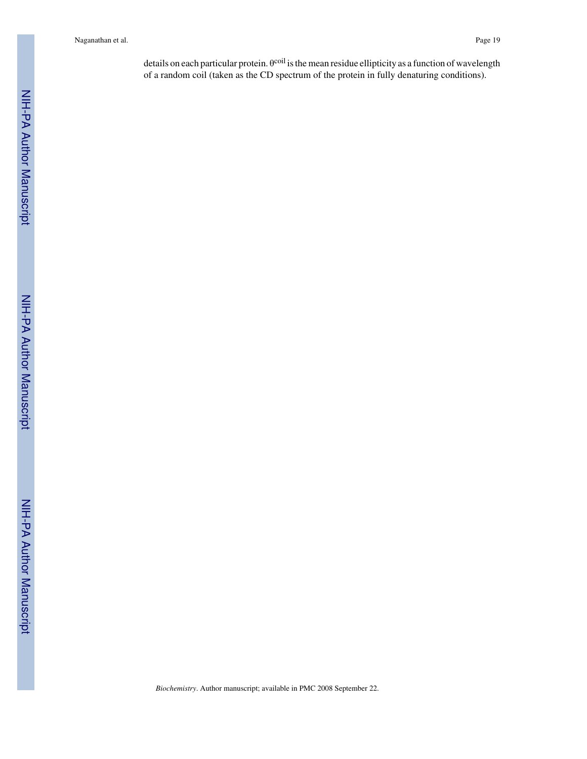details on each particular protein. $\theta^{coil}$ is the mean residue ellipticity as a function of wavelength of a random coil (taken as the CD spectrum of the protein in fully denaturing conditions).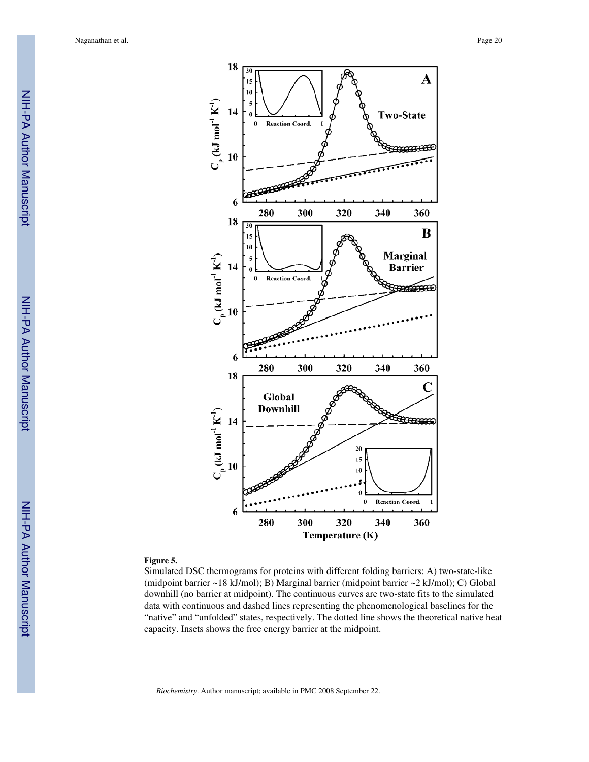**Figure 5.**

Simulated DSC thermograms for proteins with different folding barriers: A) two-state-like (midpoint barrier ~18 kJ/mol); B) Marginal barrier (midpoint barrier ~2 kJ/mol); C) Global downhill (no barrier at midpoint). The continuous curves are two-state fits to the simulated data with continuous and dashed lines representing the phenomenological baselines for the "native" and "unfolded" states, respectively. The dotted line shows the theoretical native heat capacity. Insets shows the free energy barrier at the midpoint.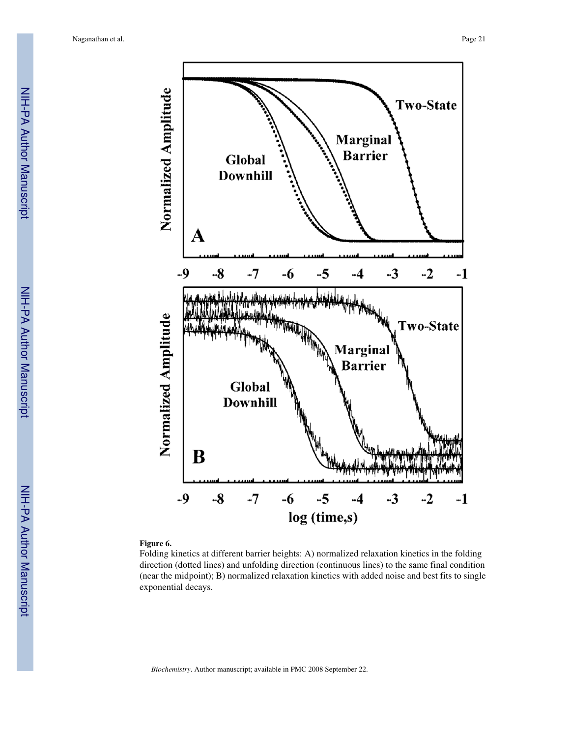**Figure 6.**

Folding kinetics at different barrier heights: A) normalized relaxation kinetics in the folding direction (dotted lines) and unfolding direction (continuous lines) to the same final condition (near the midpoint); B) normalized relaxation kinetics with added noise and best fits to single exponential decays.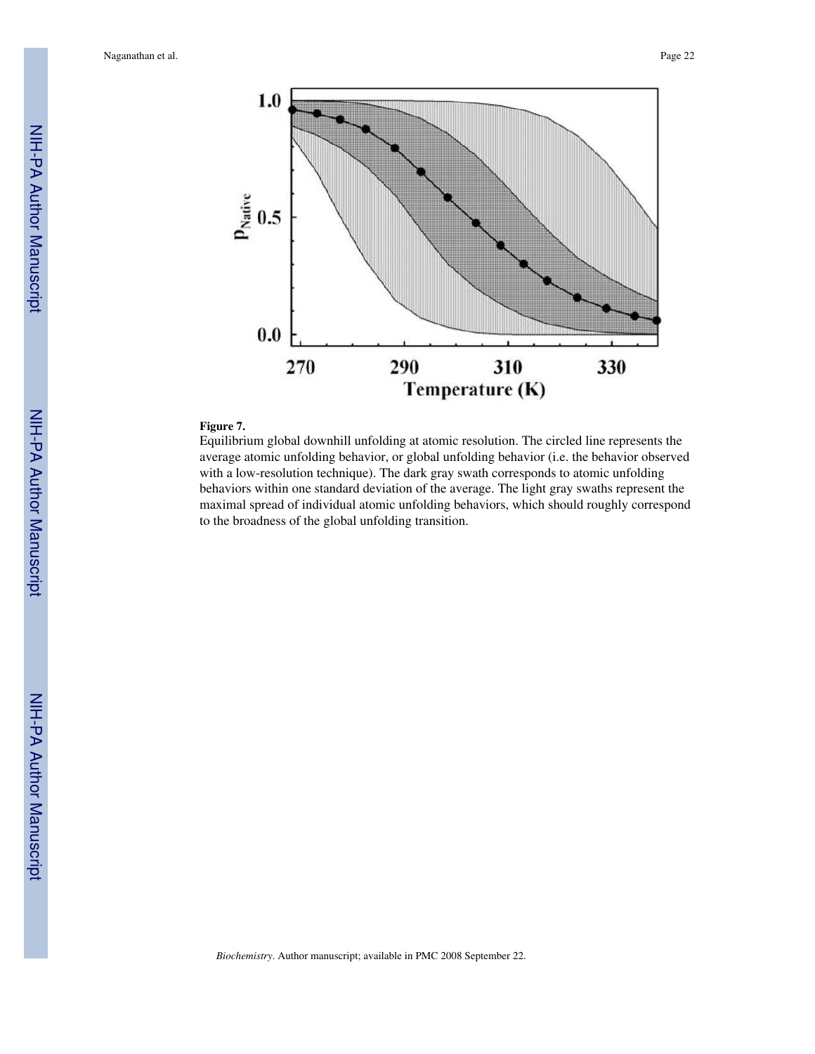1.0

0.5

0.0

$p_{Native}$

270

290

310

330

Temperature (K)

**Figure 7.**

Equilibrium global downhill unfolding at atomic resolution. The circled line represents the average atomic unfolding behavior, or global unfolding behavior (i.e. the behavior observed with a low-resolution technique). The dark gray swath corresponds to atomic unfolding behaviors within one standard deviation of the average. The light gray swaths represent the maximal spread of individual atomic unfolding behaviors, which should roughly correspond to the broadness of the global unfolding transition.